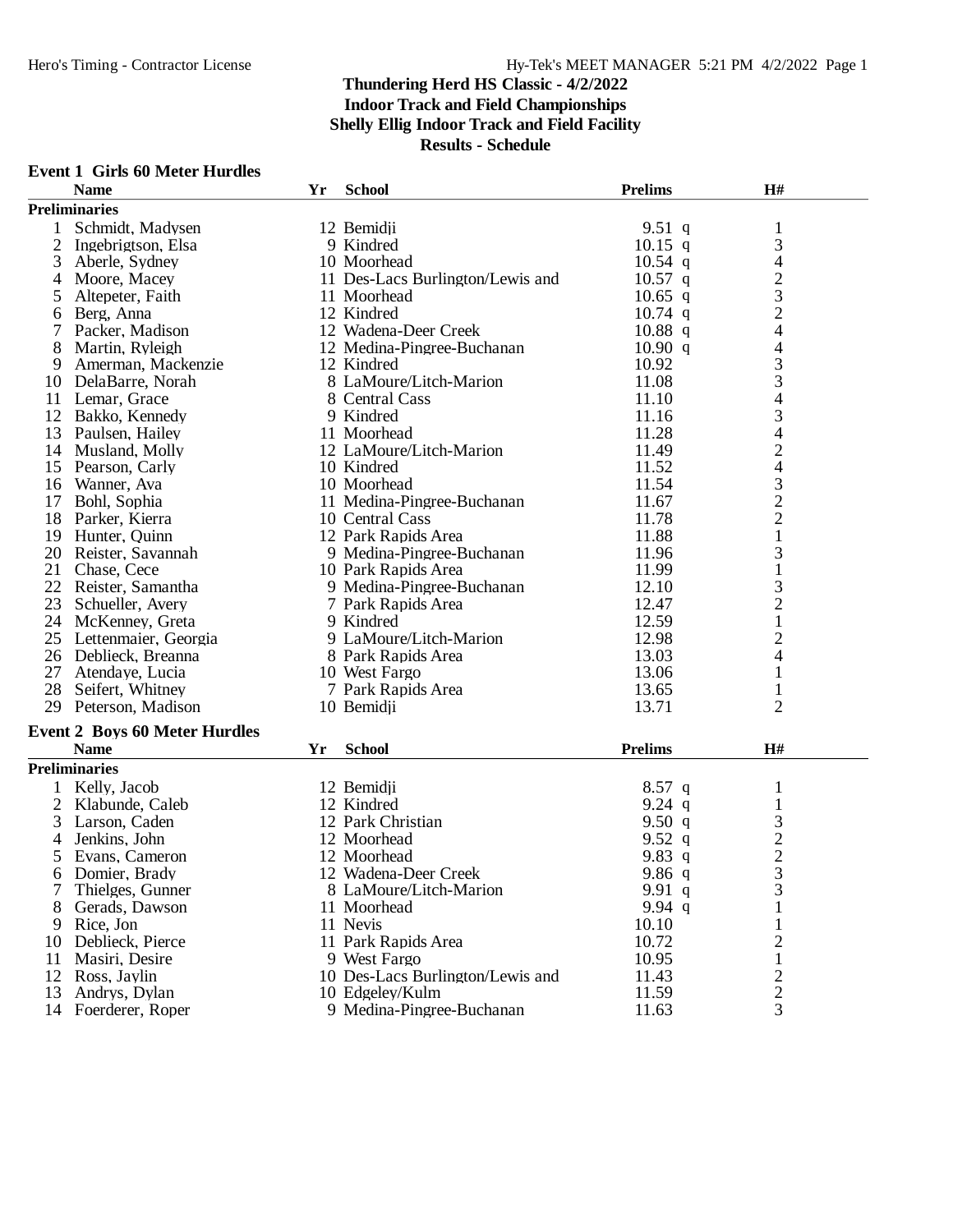# Thundering Herd HS Classic - 4/2/2022
## Indoor Track and Field Championships
## Shelly Ellig Indoor Track and Field Facility
## Results - Schedule

### Event 1 Girls 60 Meter Hurdles

| | Name | Yr | School | Prelims | | H# |
|---|---|---|---|---|---|---|
| **Preliminaries** | | | | | | |
| 1 | Schmidt, Madysen | 12 | Bemidji | 9.51 | q | 1 |
| 2 | Ingebrigtson, Elsa | 9 | Kindred | 10.15 | q | 3 |
| 3 | Aberle, Sydney | 10 | Moorhead | 10.54 | q | 4 |
| 4 | Moore, Macey | 11 | Des-Lacs Burlington/Lewis and | 10.57 | q | 2 |
| 5 | Altepeter, Faith | 11 | Moorhead | 10.65 | q | 3 |
| 6 | Berg, Anna | 12 | Kindred | 10.74 | q | 2 |
| 7 | Packer, Madison | 12 | Wadena-Deer Creek | 10.88 | q | 4 |
| 8 | Martin, Ryleigh | 12 | Medina-Pingree-Buchanan | 10.90 | q | 4 |
| 9 | Amerman, Mackenzie | 12 | Kindred | 10.92 | | 3 |
| 10 | DelaBarre, Norah | 8 | LaMoure/Litch-Marion | 11.08 | | 3 |
| 11 | Lemar, Grace | 8 | Central Cass | 11.10 | | 4 |
| 12 | Bakko, Kennedy | 9 | Kindred | 11.16 | | 3 |
| 13 | Paulsen, Hailey | 11 | Moorhead | 11.28 | | 4 |
| 14 | Musland, Molly | 12 | LaMoure/Litch-Marion | 11.49 | | 2 |
| 15 | Pearson, Carly | 10 | Kindred | 11.52 | | 4 |
| 16 | Wanner, Ava | 10 | Moorhead | 11.54 | | 3 |
| 17 | Bohl, Sophia | 11 | Medina-Pingree-Buchanan | 11.67 | | 2 |
| 18 | Parker, Kierra | 10 | Central Cass | 11.78 | | 2 |
| 19 | Hunter, Quinn | 12 | Park Rapids Area | 11.88 | | 1 |
| 20 | Reister, Savannah | 9 | Medina-Pingree-Buchanan | 11.96 | | 3 |
| 21 | Chase, Cece | 10 | Park Rapids Area | 11.99 | | 1 |
| 22 | Reister, Samantha | 9 | Medina-Pingree-Buchanan | 12.10 | | 3 |
| 23 | Schueller, Avery | 7 | Park Rapids Area | 12.47 | | 2 |
| 24 | McKenney, Greta | 9 | Kindred | 12.59 | | 1 |
| 25 | Lettenmaier, Georgia | 9 | LaMoure/Litch-Marion | 12.98 | | 2 |
| 26 | Deblieck, Breanna | 8 | Park Rapids Area | 13.03 | | 4 |
| 27 | Atendaye, Lucia | 10 | West Fargo | 13.06 | | 1 |
| 28 | Seifert, Whitney | 7 | Park Rapids Area | 13.65 | | 1 |
| 29 | Peterson, Madison | 10 | Bemidji | 13.71 | | 2 |

### Event 2 Boys 60 Meter Hurdles

| | Name | Yr | School | Prelims | | H# |
|---|---|---|---|---|---|---|
| **Preliminaries** | | | | | | |
| 1 | Kelly, Jacob | 12 | Bemidji | 8.57 | q | 1 |
| 2 | Klabunde, Caleb | 12 | Kindred | 9.24 | q | 1 |
| 3 | Larson, Caden | 12 | Park Christian | 9.50 | q | 3 |
| 4 | Jenkins, John | 12 | Moorhead | 9.52 | q | 2 |
| 5 | Evans, Cameron | 12 | Moorhead | 9.83 | q | 2 |
| 6 | Domier, Brady | 12 | Wadena-Deer Creek | 9.86 | q | 3 |
| 7 | Thielges, Gunner | 8 | LaMoure/Litch-Marion | 9.91 | q | 3 |
| 8 | Gerads, Dawson | 11 | Moorhead | 9.94 | q | 1 |
| 9 | Rice, Jon | 11 | Nevis | 10.10 | | 1 |
| 10 | Deblieck, Pierce | 11 | Park Rapids Area | 10.72 | | 2 |
| 11 | Masiri, Desire | 9 | West Fargo | 10.95 | | 1 |
| 12 | Ross, Jaylin | 10 | Des-Lacs Burlington/Lewis and | 11.43 | | 2 |
| 13 | Andrys, Dylan | 10 | Edgeley/Kulm | 11.59 | | 2 |
| 14 | Foerderer, Roper | 9 | Medina-Pingree-Buchanan | 11.63 | | 3 |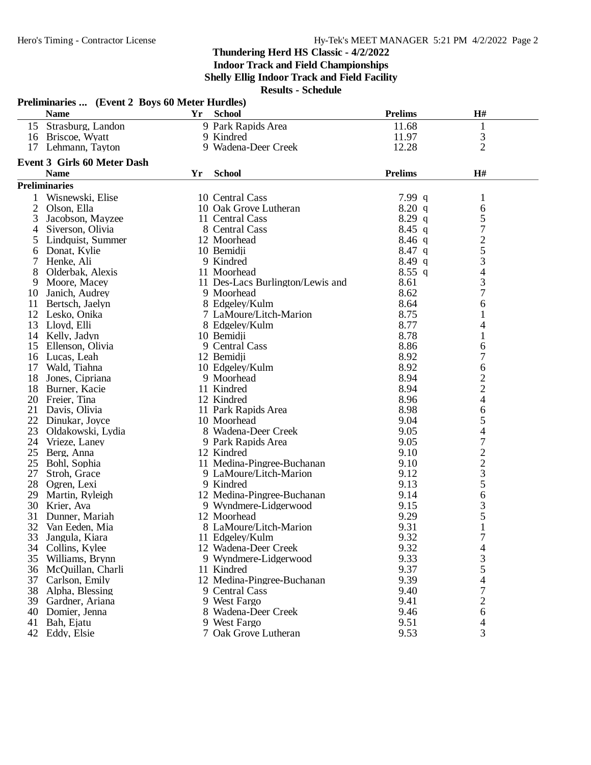# Thundering Herd HS Classic - 4/2/2022

**Indoor Track and Field Championships**

**Shelly Ellig Indoor Track and Field Facility**

**Results - Schedule**

### Preliminaries ... (Event 2 Boys 60 Meter Hurdles)

| | Name | Yr | School | Prelims | H# |
|---|---|---|---|---|---|
| 15 | Strasburg, Landon | 9 | Park Rapids Area | 11.68 | 1 |
| 16 | Briscoe, Wyatt | 9 | Kindred | 11.97 | 3 |
| 17 | Lehmann, Tayton | 9 | Wadena-Deer Creek | 12.28 | 2 |

### Event 3 Girls 60 Meter Dash

**Preliminaries**

| | Name | Yr | School | Prelims | | H# |
|---|---|---|---|---|---|---|
| 1 | Wisnewski, Elise | 10 | Central Cass | 7.99 | q | 1 |
| 2 | Olson, Ella | 10 | Oak Grove Lutheran | 8.20 | q | 6 |
| 3 | Jacobson, Mayzee | 11 | Central Cass | 8.29 | q | 5 |
| 4 | Siverson, Olivia | 8 | Central Cass | 8.45 | q | 7 |
| 5 | Lindquist, Summer | 12 | Moorhead | 8.46 | q | 2 |
| 6 | Donat, Kylie | 10 | Bemidji | 8.47 | q | 5 |
| 7 | Henke, Ali | 9 | Kindred | 8.49 | q | 3 |
| 8 | Olderbak, Alexis | 11 | Moorhead | 8.55 | q | 4 |
| 9 | Moore, Macey | 11 | Des-Lacs Burlington/Lewis and | 8.61 | | 3 |
| 10 | Janich, Audrey | 9 | Moorhead | 8.62 | | 7 |
| 11 | Bertsch, Jaelyn | 8 | Edgeley/Kulm | 8.64 | | 6 |
| 12 | Lesko, Onika | 7 | LaMoure/Litch-Marion | 8.75 | | 1 |
| 13 | Lloyd, Elli | 8 | Edgeley/Kulm | 8.77 | | 4 |
| 14 | Kelly, Jadyn | 10 | Bemidji | 8.78 | | 1 |
| 15 | Ellenson, Olivia | 9 | Central Cass | 8.86 | | 6 |
| 16 | Lucas, Leah | 12 | Bemidji | 8.92 | | 7 |
| 17 | Wald, Tiahna | 10 | Edgeley/Kulm | 8.92 | | 6 |
| 18 | Jones, Cipriana | 9 | Moorhead | 8.94 | | 2 |
| 18 | Burner, Kacie | 11 | Kindred | 8.94 | | 2 |
| 20 | Freier, Tina | 12 | Kindred | 8.96 | | 4 |
| 21 | Davis, Olivia | 11 | Park Rapids Area | 8.98 | | 6 |
| 22 | Dinukar, Joyce | 10 | Moorhead | 9.04 | | 5 |
| 23 | Oldakowski, Lydia | 8 | Wadena-Deer Creek | 9.05 | | 4 |
| 24 | Vrieze, Laney | 9 | Park Rapids Area | 9.05 | | 7 |
| 25 | Berg, Anna | 12 | Kindred | 9.10 | | 2 |
| 25 | Bohl, Sophia | 11 | Medina-Pingree-Buchanan | 9.10 | | 2 |
| 27 | Stroh, Grace | 9 | LaMoure/Litch-Marion | 9.12 | | 3 |
| 28 | Ogren, Lexi | 9 | Kindred | 9.13 | | 5 |
| 29 | Martin, Ryleigh | 12 | Medina-Pingree-Buchanan | 9.14 | | 6 |
| 30 | Krier, Ava | 9 | Wyndmere-Lidgerwood | 9.15 | | 3 |
| 31 | Dunner, Mariah | 12 | Moorhead | 9.29 | | 5 |
| 32 | Van Eeden, Mia | 8 | LaMoure/Litch-Marion | 9.31 | | 1 |
| 33 | Jangula, Kiara | 11 | Edgeley/Kulm | 9.32 | | 7 |
| 34 | Collins, Kylee | 12 | Wadena-Deer Creek | 9.32 | | 4 |
| 35 | Williams, Brynn | 9 | Wyndmere-Lidgerwood | 9.33 | | 3 |
| 36 | McQuillan, Charli | 11 | Kindred | 9.37 | | 5 |
| 37 | Carlson, Emily | 12 | Medina-Pingree-Buchanan | 9.39 | | 4 |
| 38 | Alpha, Blessing | 9 | Central Cass | 9.40 | | 7 |
| 39 | Gardner, Ariana | 9 | West Fargo | 9.41 | | 2 |
| 40 | Domier, Jenna | 8 | Wadena-Deer Creek | 9.46 | | 6 |
| 41 | Bah, Ejatu | 9 | West Fargo | 9.51 | | 4 |
| 42 | Eddy, Elsie | 7 | Oak Grove Lutheran | 9.53 | | 3 |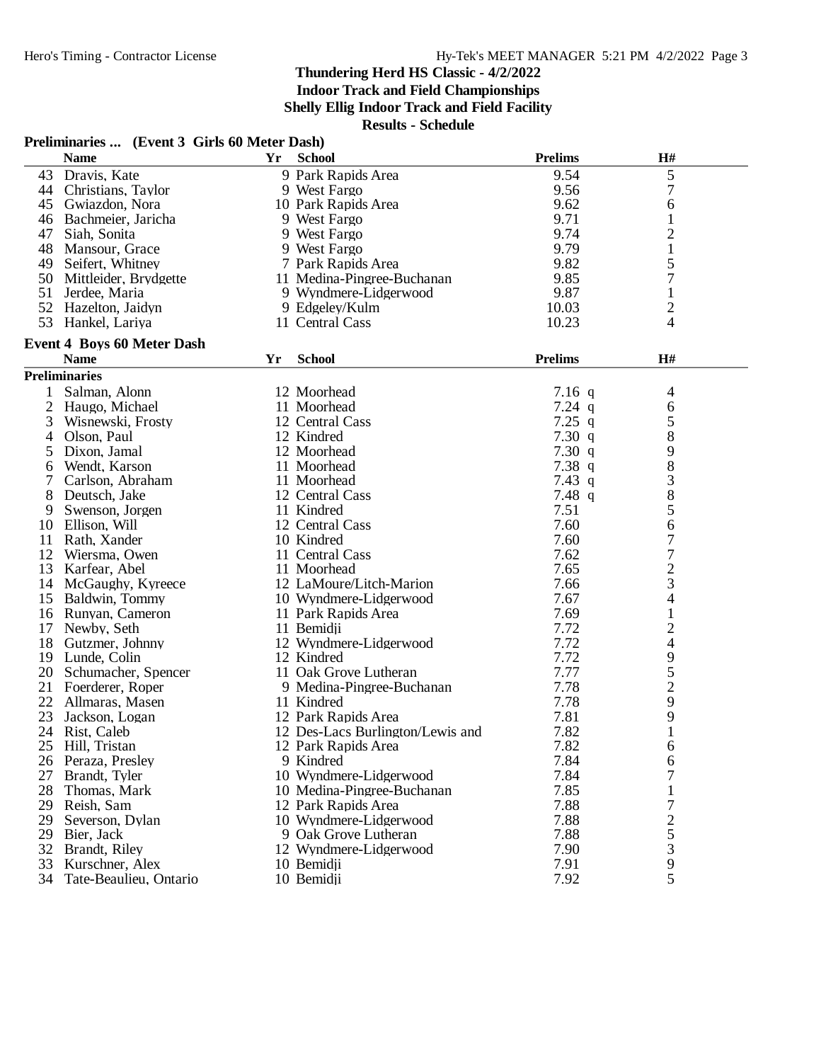# Thundering Herd HS Classic - 4/2/2022

**Indoor Track and Field Championships**

**Shelly Ellig Indoor Track and Field Facility**

**Results - Schedule**

## Preliminaries ... (Event 3 Girls 60 Meter Dash)

| | Name | Yr | School | Prelims | H# |
|---|---|---|---|---|---|
| 43 | Dravis, Kate | 9 | Park Rapids Area | 9.54 | 5 |
| 44 | Christians, Taylor | 9 | West Fargo | 9.56 | 7 |
| 45 | Gwiazdon, Nora | 10 | Park Rapids Area | 9.62 | 6 |
| 46 | Bachmeier, Jaricha | 9 | West Fargo | 9.71 | 1 |
| 47 | Siah, Sonita | 9 | West Fargo | 9.74 | 2 |
| 48 | Mansour, Grace | 9 | West Fargo | 9.79 | 1 |
| 49 | Seifert, Whitney | 7 | Park Rapids Area | 9.82 | 5 |
| 50 | Mittleider, Brydgette | 11 | Medina-Pingree-Buchanan | 9.85 | 7 |
| 51 | Jerdee, Maria | 9 | Wyndmere-Lidgerwood | 9.87 | 1 |
| 52 | Hazelton, Jaidyn | 9 | Edgeley/Kulm | 10.03 | 2 |
| 53 | Hankel, Lariya | 11 | Central Cass | 10.23 | 4 |

## Event 4 Boys 60 Meter Dash

**Preliminaries**

| | Name | Yr | School | Prelims | H# |
|---|---|---|---|---|---|
| 1 | Salman, Alonn | 12 | Moorhead | 7.16 q | 4 |
| 2 | Haugo, Michael | 11 | Moorhead | 7.24 q | 6 |
| 3 | Wisnewski, Frosty | 12 | Central Cass | 7.25 q | 5 |
| 4 | Olson, Paul | 12 | Kindred | 7.30 q | 8 |
| 5 | Dixon, Jamal | 12 | Moorhead | 7.30 q | 9 |
| 6 | Wendt, Karson | 11 | Moorhead | 7.38 q | 8 |
| 7 | Carlson, Abraham | 11 | Moorhead | 7.43 q | 3 |
| 8 | Deutsch, Jake | 12 | Central Cass | 7.48 q | 8 |
| 9 | Swenson, Jorgen | 11 | Kindred | 7.51 | 5 |
| 10 | Ellison, Will | 12 | Central Cass | 7.60 | 6 |
| 11 | Rath, Xander | 10 | Kindred | 7.60 | 7 |
| 12 | Wiersma, Owen | 11 | Central Cass | 7.62 | 7 |
| 13 | Karfear, Abel | 11 | Moorhead | 7.65 | 2 |
| 14 | McGaughy, Kyreece | 12 | LaMoure/Litch-Marion | 7.66 | 3 |
| 15 | Baldwin, Tommy | 10 | Wyndmere-Lidgerwood | 7.67 | 4 |
| 16 | Runyan, Cameron | 11 | Park Rapids Area | 7.69 | 1 |
| 17 | Newby, Seth | 11 | Bemidji | 7.72 | 2 |
| 18 | Gutzmer, Johnny | 12 | Wyndmere-Lidgerwood | 7.72 | 4 |
| 19 | Lunde, Colin | 12 | Kindred | 7.72 | 9 |
| 20 | Schumacher, Spencer | 11 | Oak Grove Lutheran | 7.77 | 5 |
| 21 | Foerderer, Roper | 9 | Medina-Pingree-Buchanan | 7.78 | 2 |
| 22 | Allmaras, Masen | 11 | Kindred | 7.78 | 9 |
| 23 | Jackson, Logan | 12 | Park Rapids Area | 7.81 | 9 |
| 24 | Rist, Caleb | 12 | Des-Lacs Burlington/Lewis and | 7.82 | 1 |
| 25 | Hill, Tristan | 12 | Park Rapids Area | 7.82 | 6 |
| 26 | Peraza, Presley | 9 | Kindred | 7.84 | 6 |
| 27 | Brandt, Tyler | 10 | Wyndmere-Lidgerwood | 7.84 | 7 |
| 28 | Thomas, Mark | 10 | Medina-Pingree-Buchanan | 7.85 | 1 |
| 29 | Reish, Sam | 12 | Park Rapids Area | 7.88 | 7 |
| 29 | Severson, Dylan | 10 | Wyndmere-Lidgerwood | 7.88 | 2 |
| 29 | Bier, Jack | 9 | Oak Grove Lutheran | 7.88 | 5 |
| 32 | Brandt, Riley | 12 | Wyndmere-Lidgerwood | 7.90 | 3 |
| 33 | Kurschner, Alex | 10 | Bemidji | 7.91 | 9 |
| 34 | Tate-Beaulieu, Ontario | 10 | Bemidji | 7.92 | 5 |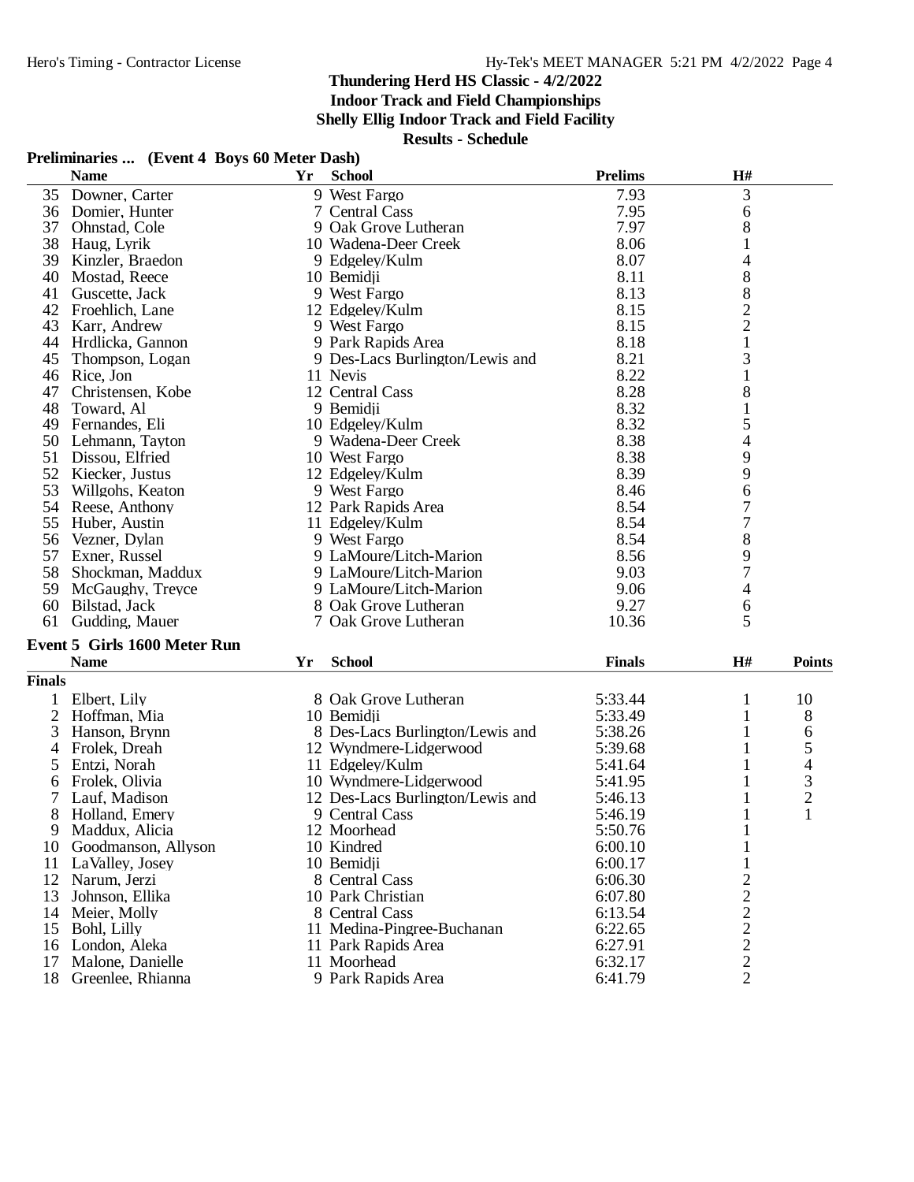## Thundering Herd HS Classic - 4/2/2022
### Indoor Track and Field Championships
### Shelly Ellig Indoor Track and Field Facility
### Results - Schedule

**Preliminaries ... (Event 4 Boys 60 Meter Dash)**

| | Name | Yr | School | Prelims | H# |
|---|---|---|---|---|---|
| 35 | Downer, Carter | 9 | West Fargo | 7.93 | 3 |
| 36 | Domier, Hunter | 7 | Central Cass | 7.95 | 6 |
| 37 | Ohnstad, Cole | 9 | Oak Grove Lutheran | 7.97 | 8 |
| 38 | Haug, Lyrik | 10 | Wadena-Deer Creek | 8.06 | 1 |
| 39 | Kinzler, Braedon | 9 | Edgeley/Kulm | 8.07 | 4 |
| 40 | Mostad, Reece | 10 | Bemidji | 8.11 | 8 |
| 41 | Guscette, Jack | 9 | West Fargo | 8.13 | 8 |
| 42 | Froehlich, Lane | 12 | Edgeley/Kulm | 8.15 | 2 |
| 43 | Karr, Andrew | 9 | West Fargo | 8.15 | 2 |
| 44 | Hrdlicka, Gannon | 9 | Park Rapids Area | 8.18 | 1 |
| 45 | Thompson, Logan | 9 | Des-Lacs Burlington/Lewis and | 8.21 | 3 |
| 46 | Rice, Jon | 11 | Nevis | 8.22 | 1 |
| 47 | Christensen, Kobe | 12 | Central Cass | 8.28 | 8 |
| 48 | Toward, Al | 9 | Bemidji | 8.32 | 1 |
| 49 | Fernandes, Eli | 10 | Edgeley/Kulm | 8.32 | 5 |
| 50 | Lehmann, Tayton | 9 | Wadena-Deer Creek | 8.38 | 4 |
| 51 | Dissou, Elfried | 10 | West Fargo | 8.38 | 9 |
| 52 | Kiecker, Justus | 12 | Edgeley/Kulm | 8.39 | 9 |
| 53 | Willgohs, Keaton | 9 | West Fargo | 8.46 | 6 |
| 54 | Reese, Anthony | 12 | Park Rapids Area | 8.54 | 7 |
| 55 | Huber, Austin | 11 | Edgeley/Kulm | 8.54 | 7 |
| 56 | Vezner, Dylan | 9 | West Fargo | 8.54 | 8 |
| 57 | Exner, Russel | 9 | LaMoure/Litch-Marion | 8.56 | 9 |
| 58 | Shockman, Maddux | 9 | LaMoure/Litch-Marion | 9.03 | 7 |
| 59 | McGaughy, Treyce | 9 | LaMoure/Litch-Marion | 9.06 | 4 |
| 60 | Bilstad, Jack | 8 | Oak Grove Lutheran | 9.27 | 6 |
| 61 | Gudding, Mauer | 7 | Oak Grove Lutheran | 10.36 | 5 |

**Event 5 Girls 1600 Meter Run**

**Finals**

| | Name | Yr | School | Finals | H# | Points |
|---|---|---|---|---|---|---|
| 1 | Elbert, Lily | 8 | Oak Grove Lutheran | 5:33.44 | 1 | 10 |
| 2 | Hoffman, Mia | 10 | Bemidji | 5:33.49 | 1 | 8 |
| 3 | Hanson, Brynn | 8 | Des-Lacs Burlington/Lewis and | 5:38.26 | 1 | 6 |
| 4 | Frolek, Dreah | 12 | Wyndmere-Lidgerwood | 5:39.68 | 1 | 5 |
| 5 | Entzi, Norah | 11 | Edgeley/Kulm | 5:41.64 | 1 | 4 |
| 6 | Frolek, Olivia | 10 | Wyndmere-Lidgerwood | 5:41.95 | 1 | 3 |
| 7 | Lauf, Madison | 12 | Des-Lacs Burlington/Lewis and | 5:46.13 | 1 | 2 |
| 8 | Holland, Emery | 9 | Central Cass | 5:46.19 | 1 | 1 |
| 9 | Maddux, Alicia | 12 | Moorhead | 5:50.76 | 1 | |
| 10 | Goodmanson, Allyson | 10 | Kindred | 6:00.10 | 1 | |
| 11 | LaValley, Josey | 10 | Bemidji | 6:00.17 | 1 | |
| 12 | Narum, Jerzi | 8 | Central Cass | 6:06.30 | 2 | |
| 13 | Johnson, Ellika | 10 | Park Christian | 6:07.80 | 2 | |
| 14 | Meier, Molly | 8 | Central Cass | 6:13.54 | 2 | |
| 15 | Bohl, Lilly | 11 | Medina-Pingree-Buchanan | 6:22.65 | 2 | |
| 16 | London, Aleka | 11 | Park Rapids Area | 6:27.91 | 2 | |
| 17 | Malone, Danielle | 11 | Moorhead | 6:32.17 | 2 | |
| 18 | Greenlee, Rhianna | 9 | Park Rapids Area | 6:41.79 | 2 | |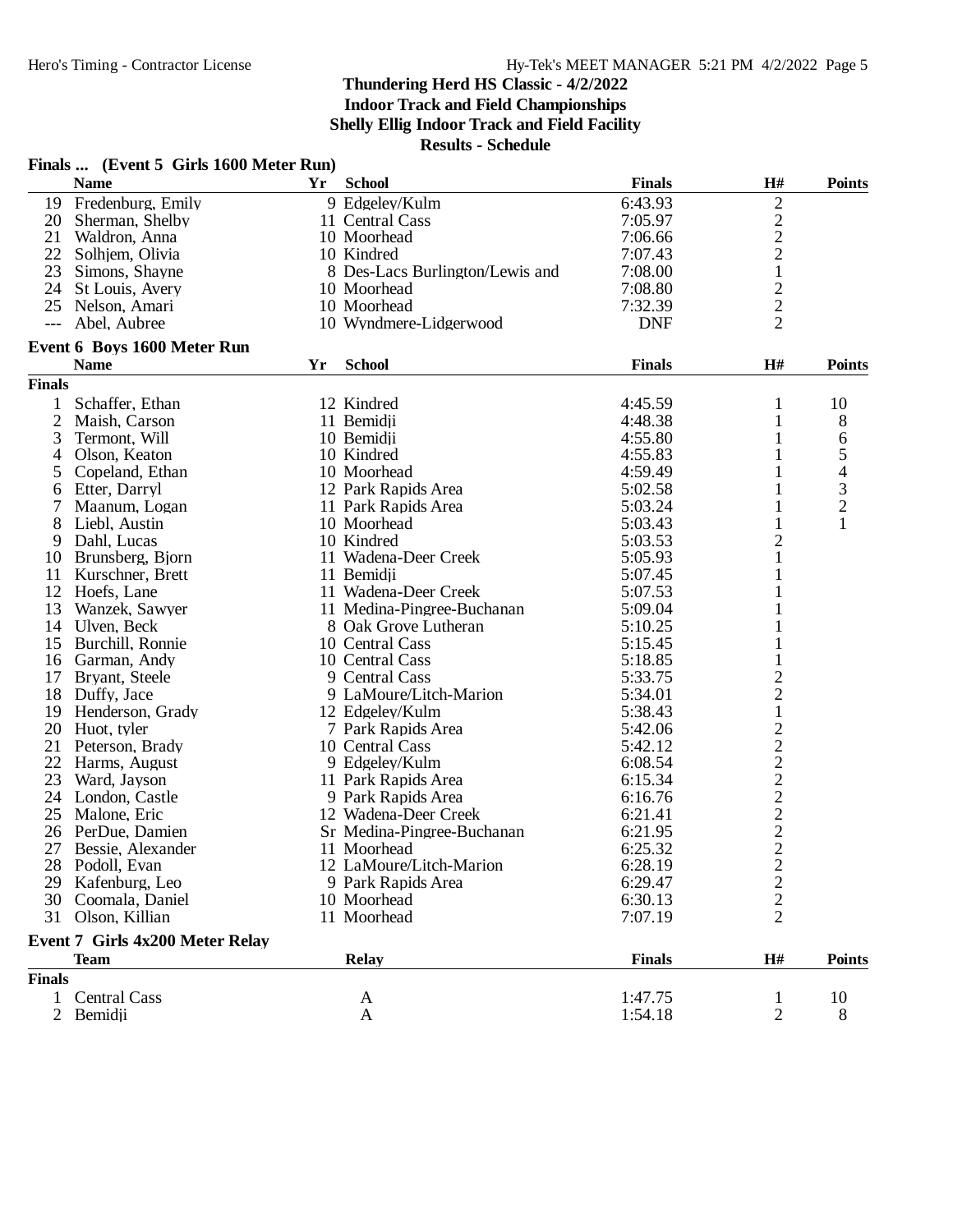# Thundering Herd HS Classic - 4/2/2022

## Indoor Track and Field Championships

## Shelly Ellig Indoor Track and Field Facility

## Results - Schedule

### Finals ... (Event 5 Girls 1600 Meter Run)

| | Name | Yr | School | Finals | H# | Points |
|---|---|---|---|---|---|---|
| 19 | Fredenburg, Emily | 9 | Edgeley/Kulm | 6:43.93 | 2 | |
| 20 | Sherman, Shelby | 11 | Central Cass | 7:05.97 | 2 | |
| 21 | Waldron, Anna | 10 | Moorhead | 7:06.66 | 2 | |
| 22 | Solhjem, Olivia | 10 | Kindred | 7:07.43 | 2 | |
| 23 | Simons, Shayne | 8 | Des-Lacs Burlington/Lewis and | 7:08.00 | 1 | |
| 24 | St Louis, Avery | 10 | Moorhead | 7:08.80 | 2 | |
| 25 | Nelson, Amari | 10 | Moorhead | 7:32.39 | 2 | |
| --- | Abel, Aubree | 10 | Wyndmere-Lidgerwood | DNF | 2 | |

### Event 6 Boys 1600 Meter Run

**Finals**

| | Name | Yr | School | Finals | H# | Points |
|---|---|---|---|---|---|---|
| 1 | Schaffer, Ethan | 12 | Kindred | 4:45.59 | 1 | 10 |
| 2 | Maish, Carson | 11 | Bemidji | 4:48.38 | 1 | 8 |
| 3 | Termont, Will | 10 | Bemidji | 4:55.80 | 1 | 6 |
| 4 | Olson, Keaton | 10 | Kindred | 4:55.83 | 1 | 5 |
| 5 | Copeland, Ethan | 10 | Moorhead | 4:59.49 | 1 | 4 |
| 6 | Etter, Darryl | 12 | Park Rapids Area | 5:02.58 | 1 | 3 |
| 7 | Maanum, Logan | 11 | Park Rapids Area | 5:03.24 | 1 | 2 |
| 8 | Liebl, Austin | 10 | Moorhead | 5:03.43 | 1 | 1 |
| 9 | Dahl, Lucas | 10 | Kindred | 5:03.53 | 2 | |
| 10 | Brunsberg, Bjorn | 11 | Wadena-Deer Creek | 5:05.93 | 1 | |
| 11 | Kurschner, Brett | 11 | Bemidji | 5:07.45 | 1 | |
| 12 | Hoefs, Lane | 11 | Wadena-Deer Creek | 5:07.53 | 1 | |
| 13 | Wanzek, Sawyer | 11 | Medina-Pingree-Buchanan | 5:09.04 | 1 | |
| 14 | Ulven, Beck | 8 | Oak Grove Lutheran | 5:10.25 | 1 | |
| 15 | Burchill, Ronnie | 10 | Central Cass | 5:15.45 | 1 | |
| 16 | Garman, Andy | 10 | Central Cass | 5:18.85 | 1 | |
| 17 | Bryant, Steele | 9 | Central Cass | 5:33.75 | 2 | |
| 18 | Duffy, Jace | 9 | LaMoure/Litch-Marion | 5:34.01 | 2 | |
| 19 | Henderson, Grady | 12 | Edgeley/Kulm | 5:38.43 | 1 | |
| 20 | Huot, tyler | 7 | Park Rapids Area | 5:42.06 | 2 | |
| 21 | Peterson, Brady | 10 | Central Cass | 5:42.12 | 2 | |
| 22 | Harms, August | 9 | Edgeley/Kulm | 6:08.54 | 2 | |
| 23 | Ward, Jayson | 11 | Park Rapids Area | 6:15.34 | 2 | |
| 24 | London, Castle | 9 | Park Rapids Area | 6:16.76 | 2 | |
| 25 | Malone, Eric | 12 | Wadena-Deer Creek | 6:21.41 | 2 | |
| 26 | PerDue, Damien | Sr | Medina-Pingree-Buchanan | 6:21.95 | 2 | |
| 27 | Bessie, Alexander | 11 | Moorhead | 6:25.32 | 2 | |
| 28 | Podoll, Evan | 12 | LaMoure/Litch-Marion | 6:28.19 | 2 | |
| 29 | Kafenburg, Leo | 9 | Park Rapids Area | 6:29.47 | 2 | |
| 30 | Coomala, Daniel | 10 | Moorhead | 6:30.13 | 2 | |
| 31 | Olson, Killian | 11 | Moorhead | 7:07.19 | 2 | |

### Event 7 Girls 4x200 Meter Relay

**Finals**

| | Team | Relay | Finals | H# | Points |
|---|---|---|---|---|---|
| 1 | Central Cass | A | 1:47.75 | 1 | 10 |
| 2 | Bemidji | A | 1:54.18 | 2 | 8 |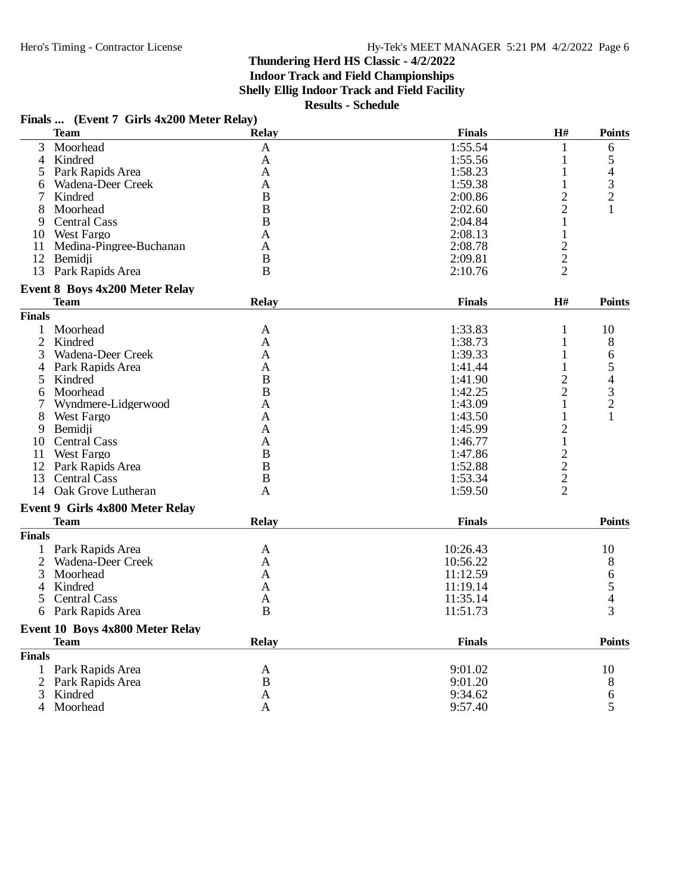# Thundering Herd HS Classic - 4/2/2022

## Indoor Track and Field Championships

## Shelly Ellig Indoor Track and Field Facility

## Results - Schedule

### Finals ... (Event 7 Girls 4x200 Meter Relay)

| | Team | Relay | Finals | H# | Points |
|---|---|---|---|---|---|
| 3 | Moorhead | A | 1:55.54 | 1 | 6 |
| 4 | Kindred | A | 1:55.56 | 1 | 5 |
| 5 | Park Rapids Area | A | 1:58.23 | 1 | 4 |
| 6 | Wadena-Deer Creek | A | 1:59.38 | 1 | 3 |
| 7 | Kindred | B | 2:00.86 | 2 | 2 |
| 8 | Moorhead | B | 2:02.60 | 2 | 1 |
| 9 | Central Cass | B | 2:04.84 | 1 | |
| 10 | West Fargo | A | 2:08.13 | 1 | |
| 11 | Medina-Pingree-Buchanan | A | 2:08.78 | 2 | |
| 12 | Bemidji | B | 2:09.81 | 2 | |
| 13 | Park Rapids Area | B | 2:10.76 | 2 | |

### Event 8 Boys 4x200 Meter Relay

| | Team | Relay | Finals | H# | Points |
|---|---|---|---|---|---|
| **Finals** | | | | | |
| 1 | Moorhead | A | 1:33.83 | 1 | 10 |
| 2 | Kindred | A | 1:38.73 | 1 | 8 |
| 3 | Wadena-Deer Creek | A | 1:39.33 | 1 | 6 |
| 4 | Park Rapids Area | A | 1:41.44 | 1 | 5 |
| 5 | Kindred | B | 1:41.90 | 2 | 4 |
| 6 | Moorhead | B | 1:42.25 | 2 | 3 |
| 7 | Wyndmere-Lidgerwood | A | 1:43.09 | 1 | 2 |
| 8 | West Fargo | A | 1:43.50 | 1 | 1 |
| 9 | Bemidji | A | 1:45.99 | 2 | |
| 10 | Central Cass | A | 1:46.77 | 1 | |
| 11 | West Fargo | B | 1:47.86 | 2 | |
| 12 | Park Rapids Area | B | 1:52.88 | 2 | |
| 13 | Central Cass | B | 1:53.34 | 2 | |
| 14 | Oak Grove Lutheran | A | 1:59.50 | 2 | |

### Event 9 Girls 4x800 Meter Relay

| | Team | Relay | Finals | Points |
|---|---|---|---|---|
| **Finals** | | | | |
| 1 | Park Rapids Area | A | 10:26.43 | 10 |
| 2 | Wadena-Deer Creek | A | 10:56.22 | 8 |
| 3 | Moorhead | A | 11:12.59 | 6 |
| 4 | Kindred | A | 11:19.14 | 5 |
| 5 | Central Cass | A | 11:35.14 | 4 |
| 6 | Park Rapids Area | B | 11:51.73 | 3 |

### Event 10 Boys 4x800 Meter Relay

| | Team | Relay | Finals | Points |
|---|---|---|---|---|
| **Finals** | | | | |
| 1 | Park Rapids Area | A | 9:01.02 | 10 |
| 2 | Park Rapids Area | B | 9:01.20 | 8 |
| 3 | Kindred | A | 9:34.62 | 6 |
| 4 | Moorhead | A | 9:57.40 | 5 |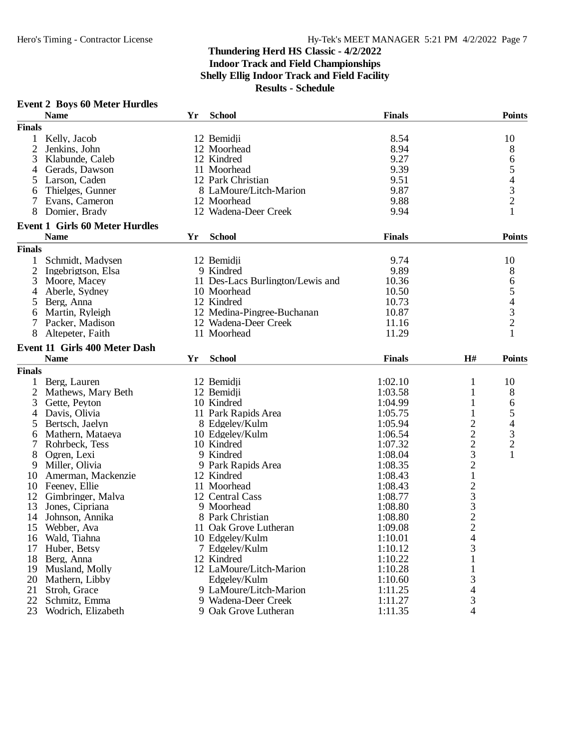# Thundering Herd HS Classic - 4/2/2022

**Indoor Track and Field Championships**
**Shelly Ellig Indoor Track and Field Facility**
**Results - Schedule**

### Event 2 Boys 60 Meter Hurdles

| | Name | Yr | School | Finals | Points |
|---|---|---|---|---|---|
| **Finals** | | | | | |
| 1 | Kelly, Jacob | 12 | Bemidji | 8.54 | 10 |
| 2 | Jenkins, John | 12 | Moorhead | 8.94 | 8 |
| 3 | Klabunde, Caleb | 12 | Kindred | 9.27 | 6 |
| 4 | Gerads, Dawson | 11 | Moorhead | 9.39 | 5 |
| 5 | Larson, Caden | 12 | Park Christian | 9.51 | 4 |
| 6 | Thielges, Gunner | 8 | LaMoure/Litch-Marion | 9.87 | 3 |
| 7 | Evans, Cameron | 12 | Moorhead | 9.88 | 2 |
| 8 | Domier, Brady | 12 | Wadena-Deer Creek | 9.94 | 1 |

### Event 1 Girls 60 Meter Hurdles

| | Name | Yr | School | Finals | Points |
|---|---|---|---|---|---|
| **Finals** | | | | | |
| 1 | Schmidt, Madysen | 12 | Bemidji | 9.74 | 10 |
| 2 | Ingebrigtson, Elsa | 9 | Kindred | 9.89 | 8 |
| 3 | Moore, Macey | 11 | Des-Lacs Burlington/Lewis and | 10.36 | 6 |
| 4 | Aberle, Sydney | 10 | Moorhead | 10.50 | 5 |
| 5 | Berg, Anna | 12 | Kindred | 10.73 | 4 |
| 6 | Martin, Ryleigh | 12 | Medina-Pingree-Buchanan | 10.87 | 3 |
| 7 | Packer, Madison | 12 | Wadena-Deer Creek | 11.16 | 2 |
| 8 | Altepeter, Faith | 11 | Moorhead | 11.29 | 1 |

### Event 11 Girls 400 Meter Dash

| | Name | Yr | School | Finals | H# | Points |
|---|---|---|---|---|---|---|
| **Finals** | | | | | | |
| 1 | Berg, Lauren | 12 | Bemidji | 1:02.10 | 1 | 10 |
| 2 | Mathews, Mary Beth | 12 | Bemidji | 1:03.58 | 1 | 8 |
| 3 | Gette, Peyton | 10 | Kindred | 1:04.99 | 1 | 6 |
| 4 | Davis, Olivia | 11 | Park Rapids Area | 1:05.75 | 1 | 5 |
| 5 | Bertsch, Jaelyn | 8 | Edgeley/Kulm | 1:05.94 | 2 | 4 |
| 6 | Mathern, Mataeya | 10 | Edgeley/Kulm | 1:06.54 | 2 | 3 |
| 7 | Rohrbeck, Tess | 10 | Kindred | 1:07.32 | 2 | 2 |
| 8 | Ogren, Lexi | 9 | Kindred | 1:08.04 | 3 | 1 |
| 9 | Miller, Olivia | 9 | Park Rapids Area | 1:08.35 | 2 | |
| 10 | Amerman, Mackenzie | 12 | Kindred | 1:08.43 | 1 | |
| 10 | Feeney, Ellie | 11 | Moorhead | 1:08.43 | 2 | |
| 12 | Gimbringer, Malva | 12 | Central Cass | 1:08.77 | 3 | |
| 13 | Jones, Cipriana | 9 | Moorhead | 1:08.80 | 3 | |
| 14 | Johnson, Annika | 8 | Park Christian | 1:08.80 | 2 | |
| 15 | Webber, Ava | 11 | Oak Grove Lutheran | 1:09.08 | 2 | |
| 16 | Wald, Tiahna | 10 | Edgeley/Kulm | 1:10.01 | 4 | |
| 17 | Huber, Betsy | 7 | Edgeley/Kulm | 1:10.12 | 3 | |
| 18 | Berg, Anna | 12 | Kindred | 1:10.22 | 1 | |
| 19 | Musland, Molly | 12 | LaMoure/Litch-Marion | 1:10.28 | 1 | |
| 20 | Mathern, Libby | | Edgeley/Kulm | 1:10.60 | 3 | |
| 21 | Stroh, Grace | 9 | LaMoure/Litch-Marion | 1:11.25 | 4 | |
| 22 | Schmitz, Emma | 9 | Wadena-Deer Creek | 1:11.27 | 3 | |
| 23 | Wodrich, Elizabeth | 9 | Oak Grove Lutheran | 1:11.35 | 4 | |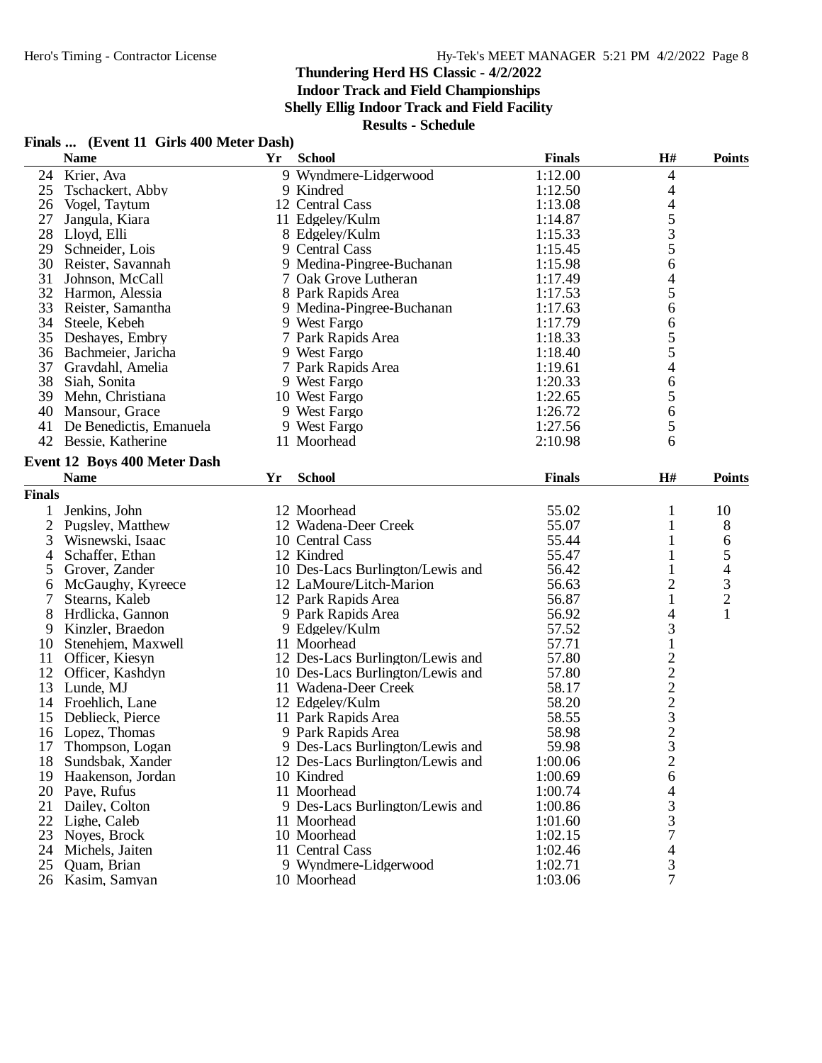# Thundering Herd HS Classic - 4/2/2022

**Indoor Track and Field Championships**

**Shelly Ellig Indoor Track and Field Facility**

**Results - Schedule**

## Finals ... (Event 11 Girls 400 Meter Dash)

| | Name | Yr | School | Finals | H# | Points |
|---|---|---|---|---|---|---|
| 24 | Krier, Ava | 9 | Wyndmere-Lidgerwood | 1:12.00 | 4 | |
| 25 | Tschackert, Abby | 9 | Kindred | 1:12.50 | 4 | |
| 26 | Vogel, Taytum | 12 | Central Cass | 1:13.08 | 4 | |
| 27 | Jangula, Kiara | 11 | Edgeley/Kulm | 1:14.87 | 5 | |
| 28 | Lloyd, Elli | 8 | Edgeley/Kulm | 1:15.33 | 3 | |
| 29 | Schneider, Lois | 9 | Central Cass | 1:15.45 | 5 | |
| 30 | Reister, Savannah | 9 | Medina-Pingree-Buchanan | 1:15.98 | 6 | |
| 31 | Johnson, McCall | 7 | Oak Grove Lutheran | 1:17.49 | 4 | |
| 32 | Harmon, Alessia | 8 | Park Rapids Area | 1:17.53 | 5 | |
| 33 | Reister, Samantha | 9 | Medina-Pingree-Buchanan | 1:17.63 | 6 | |
| 34 | Steele, Kebeh | 9 | West Fargo | 1:17.79 | 6 | |
| 35 | Deshayes, Embry | 7 | Park Rapids Area | 1:18.33 | 5 | |
| 36 | Bachmeier, Jaricha | 9 | West Fargo | 1:18.40 | 5 | |
| 37 | Graydahl, Amelia | 7 | Park Rapids Area | 1:19.61 | 4 | |
| 38 | Siah, Sonita | 9 | West Fargo | 1:20.33 | 6 | |
| 39 | Mehn, Christiana | 10 | West Fargo | 1:22.65 | 5 | |
| 40 | Mansour, Grace | 9 | West Fargo | 1:26.72 | 6 | |
| 41 | De Benedictis, Emanuela | 9 | West Fargo | 1:27.56 | 5 | |
| 42 | Bessie, Katherine | 11 | Moorhead | 2:10.98 | 6 | |

## Event 12 Boys 400 Meter Dash

| | Name | Yr | School | Finals | H# | Points |
|---|---|---|---|---|---|---|
| **Finals** | | | | | | |
| 1 | Jenkins, John | 12 | Moorhead | 55.02 | 1 | 10 |
| 2 | Pugsley, Matthew | 12 | Wadena-Deer Creek | 55.07 | 1 | 8 |
| 3 | Wisnewski, Isaac | 10 | Central Cass | 55.44 | 1 | 6 |
| 4 | Schaffer, Ethan | 12 | Kindred | 55.47 | 1 | 5 |
| 5 | Grover, Zander | 10 | Des-Lacs Burlington/Lewis and | 56.42 | 1 | 4 |
| 6 | McGaughy, Kyreece | 12 | LaMoure/Litch-Marion | 56.63 | 2 | 3 |
| 7 | Stearns, Kaleb | 12 | Park Rapids Area | 56.87 | 1 | 2 |
| 8 | Hrdlicka, Gannon | 9 | Park Rapids Area | 56.92 | 4 | 1 |
| 9 | Kinzler, Braedon | 9 | Edgeley/Kulm | 57.52 | 3 | |
| 10 | Stenehjem, Maxwell | 11 | Moorhead | 57.71 | 1 | |
| 11 | Officer, Kiesyn | 12 | Des-Lacs Burlington/Lewis and | 57.80 | 2 | |
| 12 | Officer, Kashdyn | 10 | Des-Lacs Burlington/Lewis and | 57.80 | 2 | |
| 13 | Lunde, MJ | 11 | Wadena-Deer Creek | 58.17 | 2 | |
| 14 | Froehlich, Lane | 12 | Edgeley/Kulm | 58.20 | 2 | |
| 15 | Deblieck, Pierce | 11 | Park Rapids Area | 58.55 | 3 | |
| 16 | Lopez, Thomas | 9 | Park Rapids Area | 58.98 | 2 | |
| 17 | Thompson, Logan | 9 | Des-Lacs Burlington/Lewis and | 59.98 | 3 | |
| 18 | Sundsbak, Xander | 12 | Des-Lacs Burlington/Lewis and | 1:00.06 | 2 | |
| 19 | Haakenson, Jordan | 10 | Kindred | 1:00.69 | 6 | |
| 20 | Paye, Rufus | 11 | Moorhead | 1:00.74 | 4 | |
| 21 | Dailey, Colton | 9 | Des-Lacs Burlington/Lewis and | 1:00.86 | 3 | |
| 22 | Lighe, Caleb | 11 | Moorhead | 1:01.60 | 3 | |
| 23 | Noyes, Brock | 10 | Moorhead | 1:02.15 | 7 | |
| 24 | Michels, Jaiten | 11 | Central Cass | 1:02.46 | 4 | |
| 25 | Quam, Brian | 9 | Wyndmere-Lidgerwood | 1:02.71 | 3 | |
| 26 | Kasim, Samyan | 10 | Moorhead | 1:03.06 | 7 | |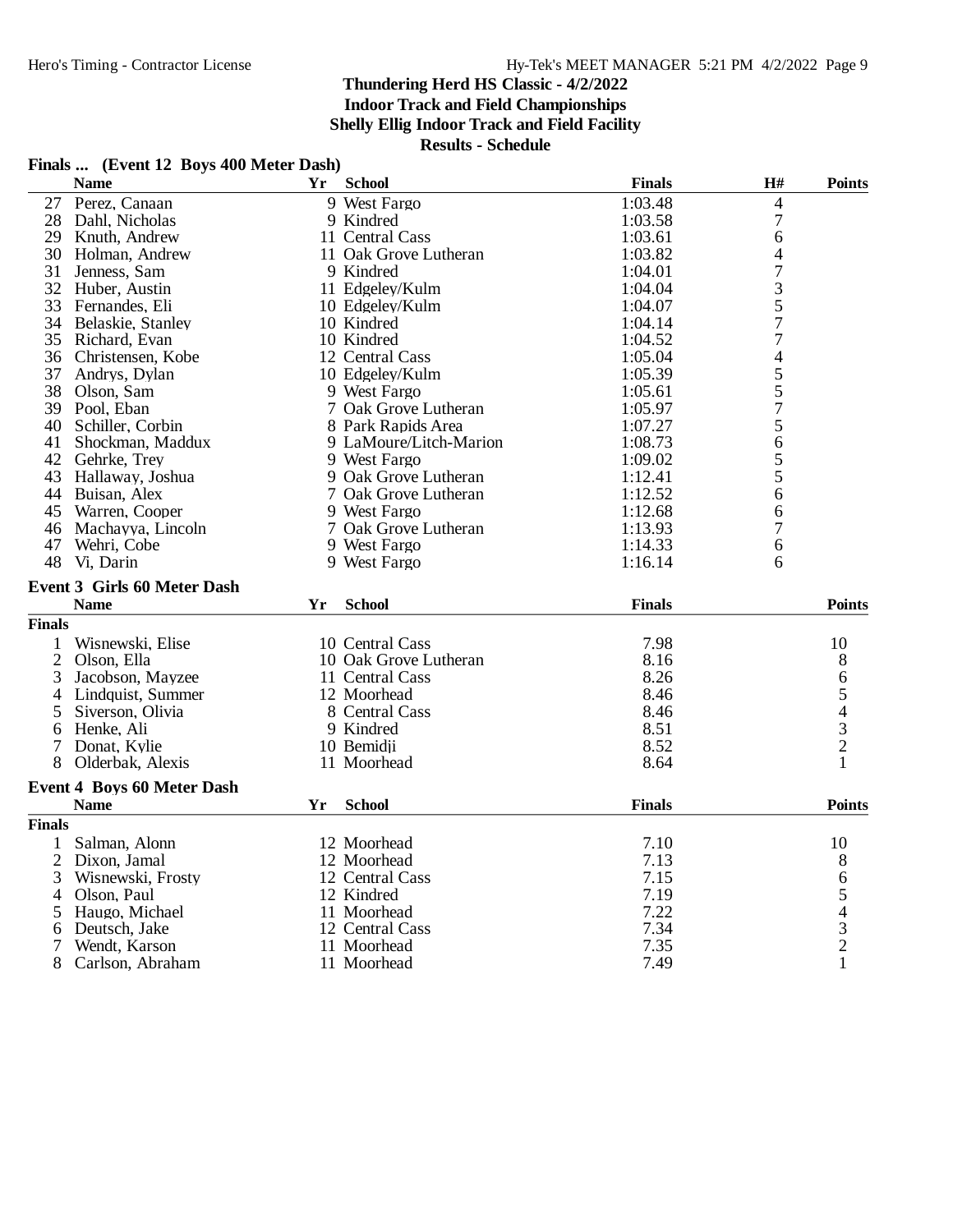# Thundering Herd HS Classic - 4/2/2022

## Indoor Track and Field Championships

## Shelly Ellig Indoor Track and Field Facility

## Results - Schedule

### Finals ... (Event 12 Boys 400 Meter Dash)

| | Name | Yr | School | Finals | H# | Points |
|---|---|---|---|---|---|---|
| 27 | Perez, Canaan | 9 | West Fargo | 1:03.48 | 4 | |
| 28 | Dahl, Nicholas | 9 | Kindred | 1:03.58 | 7 | |
| 29 | Knuth, Andrew | 11 | Central Cass | 1:03.61 | 6 | |
| 30 | Holman, Andrew | 11 | Oak Grove Lutheran | 1:03.82 | 4 | |
| 31 | Jenness, Sam | 9 | Kindred | 1:04.01 | 7 | |
| 32 | Huber, Austin | 11 | Edgeley/Kulm | 1:04.04 | 3 | |
| 33 | Fernandes, Eli | 10 | Edgeley/Kulm | 1:04.07 | 5 | |
| 34 | Belaskie, Stanley | 10 | Kindred | 1:04.14 | 7 | |
| 35 | Richard, Evan | 10 | Kindred | 1:04.52 | 7 | |
| 36 | Christensen, Kobe | 12 | Central Cass | 1:05.04 | 4 | |
| 37 | Andrys, Dylan | 10 | Edgeley/Kulm | 1:05.39 | 5 | |
| 38 | Olson, Sam | 9 | West Fargo | 1:05.61 | 5 | |
| 39 | Pool, Eban | 7 | Oak Grove Lutheran | 1:05.97 | 7 | |
| 40 | Schiller, Corbin | 8 | Park Rapids Area | 1:07.27 | 5 | |
| 41 | Shockman, Maddux | 9 | LaMoure/Litch-Marion | 1:08.73 | 6 | |
| 42 | Gehrke, Trey | 9 | West Fargo | 1:09.02 | 5 | |
| 43 | Hallaway, Joshua | 9 | Oak Grove Lutheran | 1:12.41 | 5 | |
| 44 | Buisan, Alex | 7 | Oak Grove Lutheran | 1:12.52 | 6 | |
| 45 | Warren, Cooper | 9 | West Fargo | 1:12.68 | 6 | |
| 46 | Machayya, Lincoln | 7 | Oak Grove Lutheran | 1:13.93 | 7 | |
| 47 | Wehri, Cobe | 9 | West Fargo | 1:14.33 | 6 | |
| 48 | Vi, Darin | 9 | West Fargo | 1:16.14 | 6 | |

### Event 3 Girls 60 Meter Dash

| | Name | Yr | School | Finals | Points |
|---|---|---|---|---|---|
| **Finals** | | | | | |
| 1 | Wisnewski, Elise | 10 | Central Cass | 7.98 | 10 |
| 2 | Olson, Ella | 10 | Oak Grove Lutheran | 8.16 | 8 |
| 3 | Jacobson, Mayzee | 11 | Central Cass | 8.26 | 6 |
| 4 | Lindquist, Summer | 12 | Moorhead | 8.46 | 5 |
| 5 | Siverson, Olivia | 8 | Central Cass | 8.46 | 4 |
| 6 | Henke, Ali | 9 | Kindred | 8.51 | 3 |
| 7 | Donat, Kylie | 10 | Bemidji | 8.52 | 2 |
| 8 | Olderbak, Alexis | 11 | Moorhead | 8.64 | 1 |

### Event 4 Boys 60 Meter Dash

| | Name | Yr | School | Finals | Points |
|---|---|---|---|---|---|
| **Finals** | | | | | |
| 1 | Salman, Alonn | 12 | Moorhead | 7.10 | 10 |
| 2 | Dixon, Jamal | 12 | Moorhead | 7.13 | 8 |
| 3 | Wisnewski, Frosty | 12 | Central Cass | 7.15 | 6 |
| 4 | Olson, Paul | 12 | Kindred | 7.19 | 5 |
| 5 | Haugo, Michael | 11 | Moorhead | 7.22 | 4 |
| 6 | Deutsch, Jake | 12 | Central Cass | 7.34 | 3 |
| 7 | Wendt, Karson | 11 | Moorhead | 7.35 | 2 |
| 8 | Carlson, Abraham | 11 | Moorhead | 7.49 | 1 |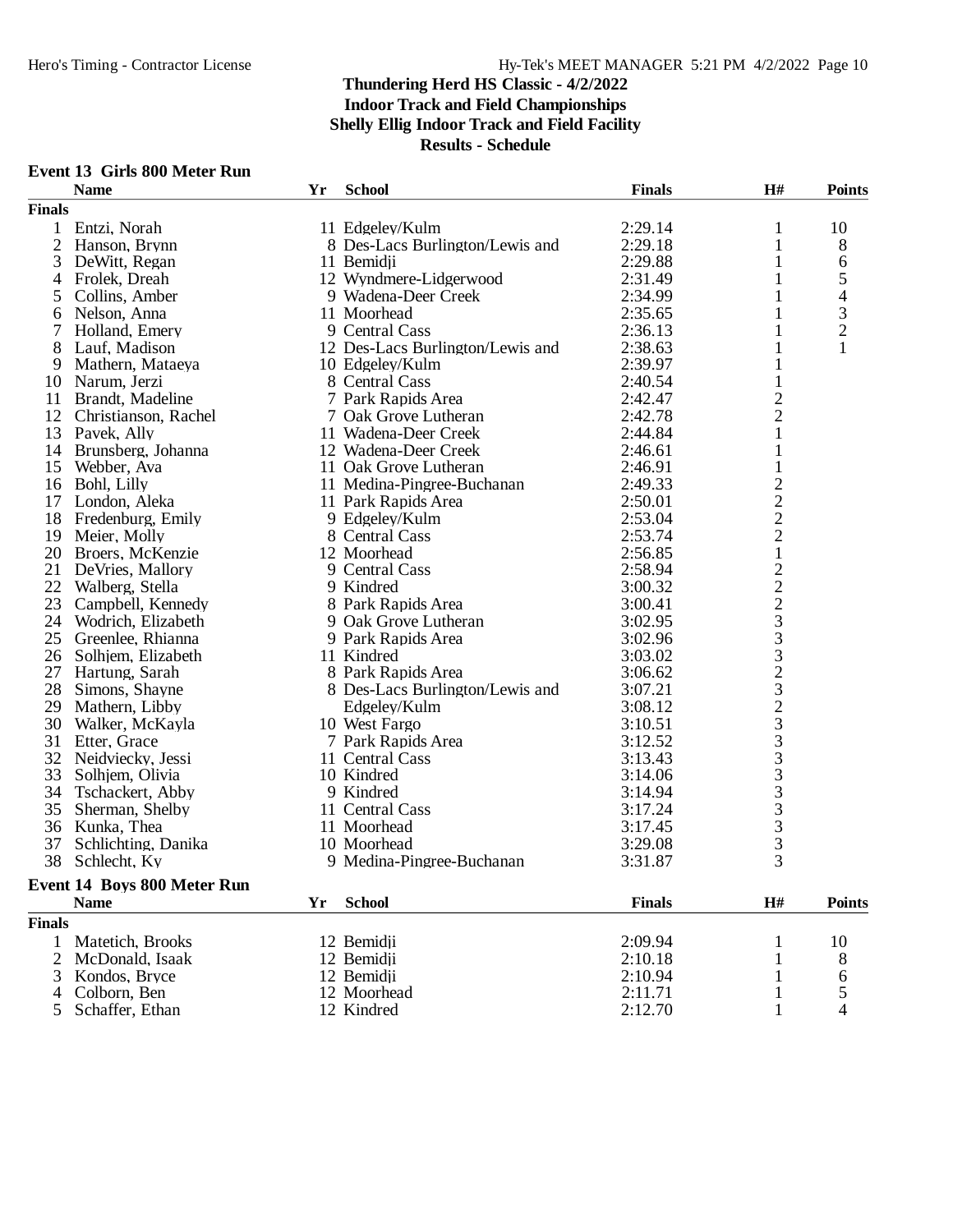# Thundering Herd HS Classic - 4/2/2022

## Indoor Track and Field Championships

## Shelly Ellig Indoor Track and Field Facility

## Results - Schedule

### Event 13 Girls 800 Meter Run

| | Name | Yr | School | Finals | H# | Points |
|---|---|---|---|---|---|---|
| **Finals** | | | | | | |
| 1 | Entzi, Norah | 11 | Edgeley/Kulm | 2:29.14 | 1 | 10 |
| 2 | Hanson, Brynn | 8 | Des-Lacs Burlington/Lewis and | 2:29.18 | 1 | 8 |
| 3 | DeWitt, Regan | 11 | Bemidji | 2:29.88 | 1 | 6 |
| 4 | Frolek, Dreah | 12 | Wyndmere-Lidgerwood | 2:31.49 | 1 | 5 |
| 5 | Collins, Amber | 9 | Wadena-Deer Creek | 2:34.99 | 1 | 4 |
| 6 | Nelson, Anna | 11 | Moorhead | 2:35.65 | 1 | 3 |
| 7 | Holland, Emery | 9 | Central Cass | 2:36.13 | 1 | 2 |
| 8 | Lauf, Madison | 12 | Des-Lacs Burlington/Lewis and | 2:38.63 | 1 | 1 |
| 9 | Mathern, Mataeya | 10 | Edgeley/Kulm | 2:39.97 | 1 | |
| 10 | Narum, Jerzi | 8 | Central Cass | 2:40.54 | 1 | |
| 11 | Brandt, Madeline | 7 | Park Rapids Area | 2:42.47 | 2 | |
| 12 | Christianson, Rachel | 7 | Oak Grove Lutheran | 2:42.78 | 2 | |
| 13 | Pavek, Ally | 11 | Wadena-Deer Creek | 2:44.84 | 1 | |
| 14 | Brunsberg, Johanna | 12 | Wadena-Deer Creek | 2:46.61 | 1 | |
| 15 | Webber, Ava | 11 | Oak Grove Lutheran | 2:46.91 | 1 | |
| 16 | Bohl, Lilly | 11 | Medina-Pingree-Buchanan | 2:49.33 | 2 | |
| 17 | London, Aleka | 11 | Park Rapids Area | 2:50.01 | 2 | |
| 18 | Fredenburg, Emily | 9 | Edgeley/Kulm | 2:53.04 | 2 | |
| 19 | Meier, Molly | 8 | Central Cass | 2:53.74 | 2 | |
| 20 | Broers, McKenzie | 12 | Moorhead | 2:56.85 | 1 | |
| 21 | DeVries, Mallory | 9 | Central Cass | 2:58.94 | 2 | |
| 22 | Walberg, Stella | 9 | Kindred | 3:00.32 | 2 | |
| 23 | Campbell, Kennedy | 8 | Park Rapids Area | 3:00.41 | 2 | |
| 24 | Wodrich, Elizabeth | 9 | Oak Grove Lutheran | 3:02.95 | 3 | |
| 25 | Greenlee, Rhianna | 9 | Park Rapids Area | 3:02.96 | 3 | |
| 26 | Solhjem, Elizabeth | 11 | Kindred | 3:03.02 | 3 | |
| 27 | Hartung, Sarah | 8 | Park Rapids Area | 3:06.62 | 2 | |
| 28 | Simons, Shayne | 8 | Des-Lacs Burlington/Lewis and | 3:07.21 | 3 | |
| 29 | Mathern, Libby | | Edgeley/Kulm | 3:08.12 | 2 | |
| 30 | Walker, McKayla | 10 | West Fargo | 3:10.51 | 3 | |
| 31 | Etter, Grace | 7 | Park Rapids Area | 3:12.52 | 3 | |
| 32 | Neidviecky, Jessi | 11 | Central Cass | 3:13.43 | 3 | |
| 33 | Solhjem, Olivia | 10 | Kindred | 3:14.06 | 3 | |
| 34 | Tschackert, Abby | 9 | Kindred | 3:14.94 | 3 | |
| 35 | Sherman, Shelby | 11 | Central Cass | 3:17.24 | 3 | |
| 36 | Kunka, Thea | 11 | Moorhead | 3:17.45 | 3 | |
| 37 | Schlichting, Danika | 10 | Moorhead | 3:29.08 | 3 | |
| 38 | Schlecht, Ky | 9 | Medina-Pingree-Buchanan | 3:31.87 | 3 | |

### Event 14 Boys 800 Meter Run

| | Name | Yr | School | Finals | H# | Points |
|---|---|---|---|---|---|---|
| **Finals** | | | | | | |
| 1 | Matetich, Brooks | 12 | Bemidji | 2:09.94 | 1 | 10 |
| 2 | McDonald, Isaak | 12 | Bemidji | 2:10.18 | 1 | 8 |
| 3 | Kondos, Bryce | 12 | Bemidji | 2:10.94 | 1 | 6 |
| 4 | Colborn, Ben | 12 | Moorhead | 2:11.71 | 1 | 5 |
| 5 | Schaffer, Ethan | 12 | Kindred | 2:12.70 | 1 | 4 |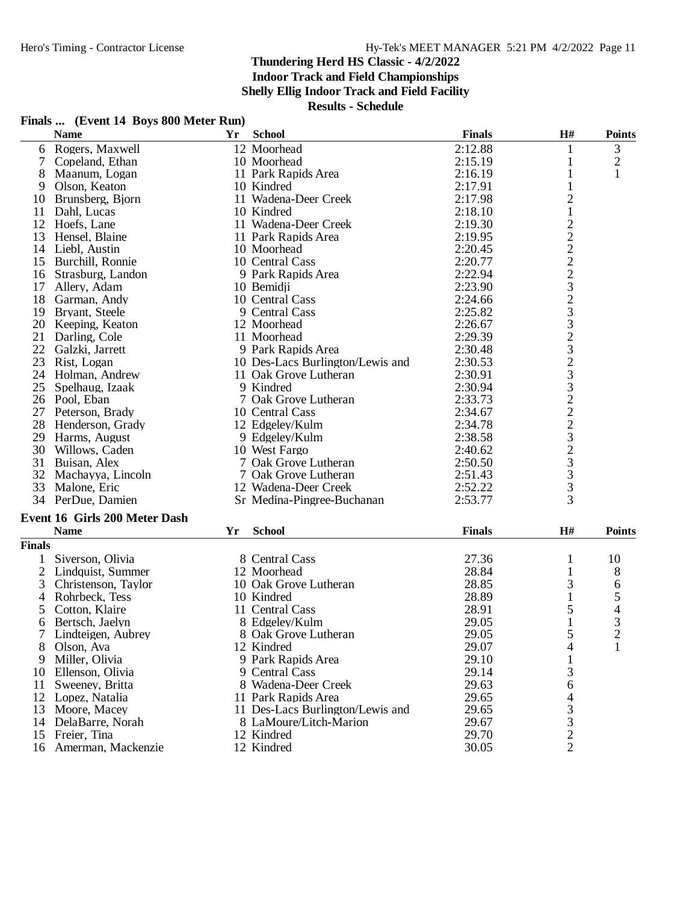# Thundering Herd HS Classic - 4/2/2022
## Indoor Track and Field Championships
## Shelly Ellig Indoor Track and Field Facility
## Results - Schedule

### Finals ... (Event 14 Boys 800 Meter Run)

| | Name | Yr | School | Finals | H# | Points |
|---|---|---|---|---|---|---|
| 6 | Rogers, Maxwell | 12 | Moorhead | 2:12.88 | 1 | 3 |
| 7 | Copeland, Ethan | 10 | Moorhead | 2:15.19 | 1 | 2 |
| 8 | Maanum, Logan | 11 | Park Rapids Area | 2:16.19 | 1 | 1 |
| 9 | Olson, Keaton | 10 | Kindred | 2:17.91 | 1 | |
| 10 | Brunsberg, Bjorn | 11 | Wadena-Deer Creek | 2:17.98 | 2 | |
| 11 | Dahl, Lucas | 10 | Kindred | 2:18.10 | 1 | |
| 12 | Hoefs, Lane | 11 | Wadena-Deer Creek | 2:19.30 | 2 | |
| 13 | Hensel, Blaine | 11 | Park Rapids Area | 2:19.95 | 2 | |
| 14 | Liebl, Austin | 10 | Moorhead | 2:20.45 | 2 | |
| 15 | Burchill, Ronnie | 10 | Central Cass | 2:20.77 | 2 | |
| 16 | Strasburg, Landon | 9 | Park Rapids Area | 2:22.94 | 2 | |
| 17 | Allery, Adam | 10 | Bemidji | 2:23.90 | 3 | |
| 18 | Garman, Andy | 10 | Central Cass | 2:24.66 | 2 | |
| 19 | Bryant, Steele | 9 | Central Cass | 2:25.82 | 3 | |
| 20 | Keeping, Keaton | 12 | Moorhead | 2:26.67 | 3 | |
| 21 | Darling, Cole | 11 | Moorhead | 2:29.39 | 2 | |
| 22 | Galzki, Jarrett | 9 | Park Rapids Area | 2:30.48 | 3 | |
| 23 | Rist, Logan | 10 | Des-Lacs Burlington/Lewis and | 2:30.53 | 2 | |
| 24 | Holman, Andrew | 11 | Oak Grove Lutheran | 2:30.91 | 3 | |
| 25 | Spelhaug, Izaak | 9 | Kindred | 2:30.94 | 3 | |
| 26 | Pool, Eban | 7 | Oak Grove Lutheran | 2:33.73 | 2 | |
| 27 | Peterson, Brady | 10 | Central Cass | 2:34.67 | 2 | |
| 28 | Henderson, Grady | 12 | Edgeley/Kulm | 2:34.78 | 2 | |
| 29 | Harms, August | 9 | Edgeley/Kulm | 2:38.58 | 3 | |
| 30 | Willows, Caden | 10 | West Fargo | 2:40.62 | 2 | |
| 31 | Buisan, Alex | 7 | Oak Grove Lutheran | 2:50.50 | 3 | |
| 32 | Machayya, Lincoln | 7 | Oak Grove Lutheran | 2:51.43 | 3 | |
| 33 | Malone, Eric | 12 | Wadena-Deer Creek | 2:52.22 | 3 | |
| 34 | PerDue, Damien | Sr | Medina-Pingree-Buchanan | 2:53.77 | 3 | |

### Event 16 Girls 200 Meter Dash

| | Name | Yr | School | Finals | H# | Points |
|---|---|---|---|---|---|---|
| **Finals** | | | | | | |
| 1 | Siverson, Olivia | 8 | Central Cass | 27.36 | 1 | 10 |
| 2 | Lindquist, Summer | 12 | Moorhead | 28.84 | 1 | 8 |
| 3 | Christenson, Taylor | 10 | Oak Grove Lutheran | 28.85 | 3 | 6 |
| 4 | Rohrbeck, Tess | 10 | Kindred | 28.89 | 1 | 5 |
| 5 | Cotton, Klaire | 11 | Central Cass | 28.91 | 5 | 4 |
| 6 | Bertsch, Jaelyn | 8 | Edgeley/Kulm | 29.05 | 1 | 3 |
| 7 | Lindteigen, Aubrey | 8 | Oak Grove Lutheran | 29.05 | 5 | 2 |
| 8 | Olson, Ava | 12 | Kindred | 29.07 | 4 | 1 |
| 9 | Miller, Olivia | 9 | Park Rapids Area | 29.10 | 1 | |
| 10 | Ellenson, Olivia | 9 | Central Cass | 29.14 | 3 | |
| 11 | Sweeney, Britta | 8 | Wadena-Deer Creek | 29.63 | 6 | |
| 12 | Lopez, Natalia | 11 | Park Rapids Area | 29.65 | 4 | |
| 13 | Moore, Macey | 11 | Des-Lacs Burlington/Lewis and | 29.65 | 3 | |
| 14 | DelaBarre, Norah | 8 | LaMoure/Litch-Marion | 29.67 | 3 | |
| 15 | Freier, Tina | 12 | Kindred | 29.70 | 2 | |
| 16 | Amerman, Mackenzie | 12 | Kindred | 30.05 | 2 | |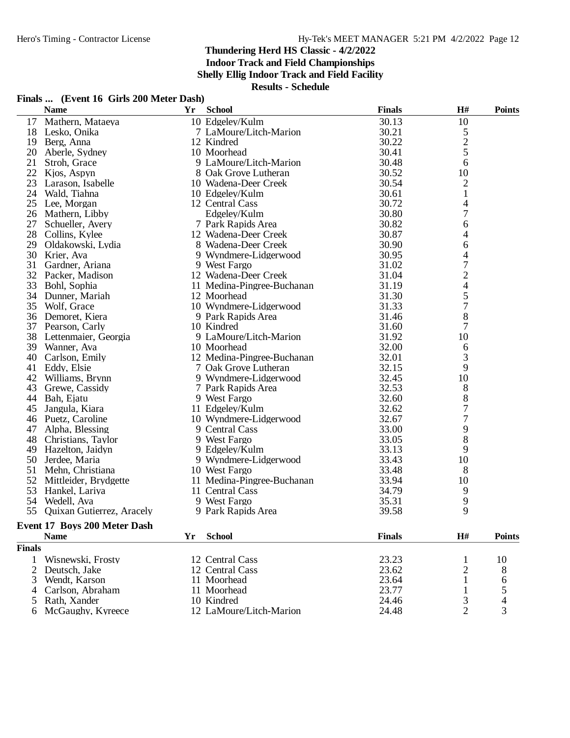## Thundering Herd HS Classic - 4/2/2022

**Indoor Track and Field Championships**

**Shelly Ellig Indoor Track and Field Facility**

**Results - Schedule**

### Finals ... (Event 16 Girls 200 Meter Dash)

| | Name | Yr | School | Finals | H# | Points |
|---|---|---|---|---|---|---|
| 17 | Mathern, Mataeya | 10 | Edgeley/Kulm | 30.13 | 10 | |
| 18 | Lesko, Onika | 7 | LaMoure/Litch-Marion | 30.21 | 5 | |
| 19 | Berg, Anna | 12 | Kindred | 30.22 | 2 | |
| 20 | Aberle, Sydney | 10 | Moorhead | 30.41 | 5 | |
| 21 | Stroh, Grace | 9 | LaMoure/Litch-Marion | 30.48 | 6 | |
| 22 | Kjos, Aspyn | 8 | Oak Grove Lutheran | 30.52 | 10 | |
| 23 | Larason, Isabelle | 10 | Wadena-Deer Creek | 30.54 | 2 | |
| 24 | Wald, Tiahna | 10 | Edgeley/Kulm | 30.61 | 1 | |
| 25 | Lee, Morgan | 12 | Central Cass | 30.72 | 4 | |
| 26 | Mathern, Libby | | Edgeley/Kulm | 30.80 | 7 | |
| 27 | Schueller, Avery | 7 | Park Rapids Area | 30.82 | 6 | |
| 28 | Collins, Kylee | 12 | Wadena-Deer Creek | 30.87 | 4 | |
| 29 | Oldakowski, Lydia | 8 | Wadena-Deer Creek | 30.90 | 6 | |
| 30 | Krier, Ava | 9 | Wyndmere-Lidgerwood | 30.95 | 4 | |
| 31 | Gardner, Ariana | 9 | West Fargo | 31.02 | 7 | |
| 32 | Packer, Madison | 12 | Wadena-Deer Creek | 31.04 | 2 | |
| 33 | Bohl, Sophia | 11 | Medina-Pingree-Buchanan | 31.19 | 4 | |
| 34 | Dunner, Mariah | 12 | Moorhead | 31.30 | 5 | |
| 35 | Wolf, Grace | 10 | Wyndmere-Lidgerwood | 31.33 | 7 | |
| 36 | Demoret, Kiera | 9 | Park Rapids Area | 31.46 | 8 | |
| 37 | Pearson, Carly | 10 | Kindred | 31.60 | 7 | |
| 38 | Lettenmaier, Georgia | 9 | LaMoure/Litch-Marion | 31.92 | 10 | |
| 39 | Wanner, Ava | 10 | Moorhead | 32.00 | 6 | |
| 40 | Carlson, Emily | 12 | Medina-Pingree-Buchanan | 32.01 | 3 | |
| 41 | Eddy, Elsie | 7 | Oak Grove Lutheran | 32.15 | 9 | |
| 42 | Williams, Brynn | 9 | Wyndmere-Lidgerwood | 32.45 | 10 | |
| 43 | Grewe, Cassidy | 7 | Park Rapids Area | 32.53 | 8 | |
| 44 | Bah, Ejatu | 9 | West Fargo | 32.60 | 8 | |
| 45 | Jangula, Kiara | 11 | Edgeley/Kulm | 32.62 | 7 | |
| 46 | Puetz, Caroline | 10 | Wyndmere-Lidgerwood | 32.67 | 7 | |
| 47 | Alpha, Blessing | 9 | Central Cass | 33.00 | 9 | |
| 48 | Christians, Taylor | 9 | West Fargo | 33.05 | 8 | |
| 49 | Hazelton, Jaidyn | 9 | Edgeley/Kulm | 33.13 | 9 | |
| 50 | Jerdee, Maria | 9 | Wyndmere-Lidgerwood | 33.43 | 10 | |
| 51 | Mehn, Christiana | 10 | West Fargo | 33.48 | 8 | |
| 52 | Mittleider, Brydgette | 11 | Medina-Pingree-Buchanan | 33.94 | 10 | |
| 53 | Hankel, Lariya | 11 | Central Cass | 34.79 | 9 | |
| 54 | Wedell, Ava | 9 | West Fargo | 35.31 | 9 | |
| 55 | Quixan Gutierrez, Aracely | 9 | Park Rapids Area | 39.58 | 9 | |

### Event 17 Boys 200 Meter Dash

| | Name | Yr | School | Finals | H# | Points |
|---|---|---|---|---|---|---|
| **Finals** | | | | | | |
| 1 | Wisnewski, Frosty | 12 | Central Cass | 23.23 | 1 | 10 |
| 2 | Deutsch, Jake | 12 | Central Cass | 23.62 | 2 | 8 |
| 3 | Wendt, Karson | 11 | Moorhead | 23.64 | 1 | 6 |
| 4 | Carlson, Abraham | 11 | Moorhead | 23.77 | 1 | 5 |
| 5 | Rath, Xander | 10 | Kindred | 24.46 | 3 | 4 |
| 6 | McGaughy, Kyreece | 12 | LaMoure/Litch-Marion | 24.48 | 2 | 3 |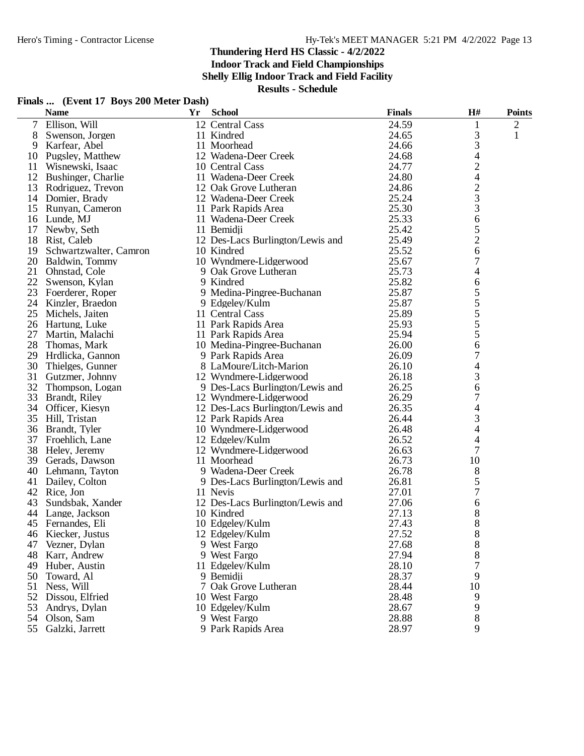# Thundering Herd HS Classic - 4/2/2022

**Indoor Track and Field Championships**

**Shelly Ellig Indoor Track and Field Facility**

**Results - Schedule**

### Finals ... (Event 17 Boys 200 Meter Dash)

| | Name | Yr | School | Finals | H# | Points |
|---|---|---|---|---|---|---|
| 7 | Ellison, Will | 12 | Central Cass | 24.59 | 1 | 2 |
| 8 | Swenson, Jorgen | 11 | Kindred | 24.65 | 3 | 1 |
| 9 | Karfear, Abel | 11 | Moorhead | 24.66 | 3 | |
| 10 | Pugsley, Matthew | 12 | Wadena-Deer Creek | 24.68 | 4 | |
| 11 | Wisnewski, Isaac | 10 | Central Cass | 24.77 | 2 | |
| 12 | Bushinger, Charlie | 11 | Wadena-Deer Creek | 24.80 | 4 | |
| 13 | Rodriguez, Trevon | 12 | Oak Grove Lutheran | 24.86 | 2 | |
| 14 | Domier, Brady | 12 | Wadena-Deer Creek | 25.24 | 3 | |
| 15 | Runyan, Cameron | 11 | Park Rapids Area | 25.30 | 3 | |
| 16 | Lunde, MJ | 11 | Wadena-Deer Creek | 25.33 | 6 | |
| 17 | Newby, Seth | 11 | Bemidji | 25.42 | 5 | |
| 18 | Rist, Caleb | 12 | Des-Lacs Burlington/Lewis and | 25.49 | 2 | |
| 19 | Schwartzwalter, Camron | 10 | Kindred | 25.52 | 6 | |
| 20 | Baldwin, Tommy | 10 | Wyndmere-Lidgerwood | 25.67 | 7 | |
| 21 | Ohnstad, Cole | 9 | Oak Grove Lutheran | 25.73 | 4 | |
| 22 | Swenson, Kylan | 9 | Kindred | 25.82 | 6 | |
| 23 | Foerderer, Roper | 9 | Medina-Pingree-Buchanan | 25.87 | 5 | |
| 24 | Kinzler, Braedon | 9 | Edgeley/Kulm | 25.87 | 5 | |
| 25 | Michels, Jaiten | 11 | Central Cass | 25.89 | 5 | |
| 26 | Hartung, Luke | 11 | Park Rapids Area | 25.93 | 5 | |
| 27 | Martin, Malachi | 11 | Park Rapids Area | 25.94 | 5 | |
| 28 | Thomas, Mark | 10 | Medina-Pingree-Buchanan | 26.00 | 6 | |
| 29 | Hrdlicka, Gannon | 9 | Park Rapids Area | 26.09 | 7 | |
| 30 | Thielges, Gunner | 8 | LaMoure/Litch-Marion | 26.10 | 4 | |
| 31 | Gutzmer, Johnny | 12 | Wyndmere-Lidgerwood | 26.18 | 3 | |
| 32 | Thompson, Logan | 9 | Des-Lacs Burlington/Lewis and | 26.25 | 6 | |
| 33 | Brandt, Riley | 12 | Wyndmere-Lidgerwood | 26.29 | 7 | |
| 34 | Officer, Kiesyn | 12 | Des-Lacs Burlington/Lewis and | 26.35 | 4 | |
| 35 | Hill, Tristan | 12 | Park Rapids Area | 26.44 | 3 | |
| 36 | Brandt, Tyler | 10 | Wyndmere-Lidgerwood | 26.48 | 4 | |
| 37 | Froehlich, Lane | 12 | Edgeley/Kulm | 26.52 | 4 | |
| 38 | Heley, Jeremy | 12 | Wyndmere-Lidgerwood | 26.63 | 7 | |
| 39 | Gerads, Dawson | 11 | Moorhead | 26.73 | 10 | |
| 40 | Lehmann, Tayton | 9 | Wadena-Deer Creek | 26.78 | 8 | |
| 41 | Dailey, Colton | 9 | Des-Lacs Burlington/Lewis and | 26.81 | 5 | |
| 42 | Rice, Jon | 11 | Nevis | 27.01 | 7 | |
| 43 | Sundsbak, Xander | 12 | Des-Lacs Burlington/Lewis and | 27.06 | 6 | |
| 44 | Lange, Jackson | 10 | Kindred | 27.13 | 8 | |
| 45 | Fernandes, Eli | 10 | Edgeley/Kulm | 27.43 | 8 | |
| 46 | Kiecker, Justus | 12 | Edgeley/Kulm | 27.52 | 8 | |
| 47 | Vezner, Dylan | 9 | West Fargo | 27.68 | 8 | |
| 48 | Karr, Andrew | 9 | West Fargo | 27.94 | 8 | |
| 49 | Huber, Austin | 11 | Edgeley/Kulm | 28.10 | 7 | |
| 50 | Toward, Al | 9 | Bemidji | 28.37 | 9 | |
| 51 | Ness, Will | 7 | Oak Grove Lutheran | 28.44 | 10 | |
| 52 | Dissou, Elfried | 10 | West Fargo | 28.48 | 9 | |
| 53 | Andrys, Dylan | 10 | Edgeley/Kulm | 28.67 | 9 | |
| 54 | Olson, Sam | 9 | West Fargo | 28.88 | 8 | |
| 55 | Galzki, Jarrett | 9 | Park Rapids Area | 28.97 | 9 | |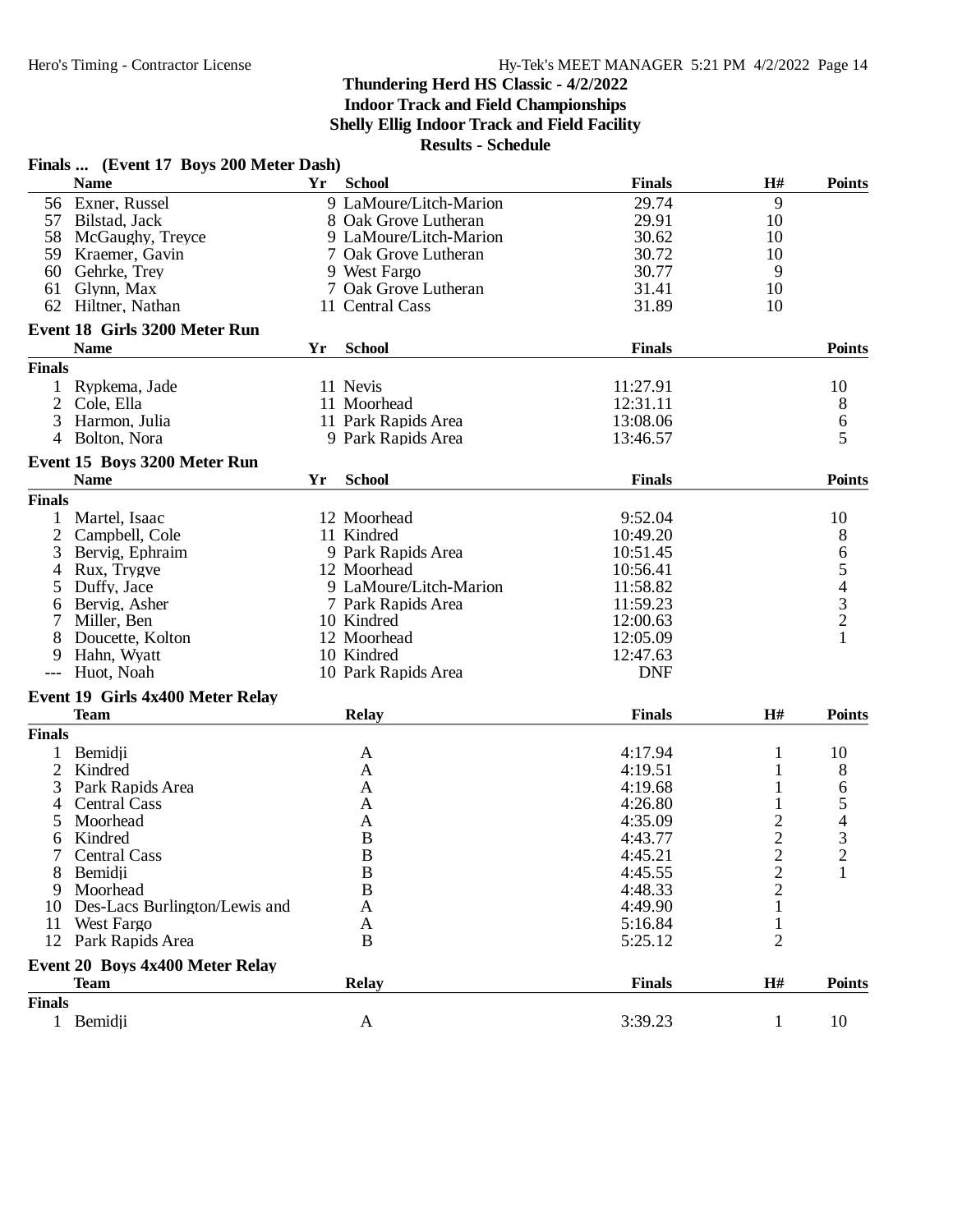# Thundering Herd HS Classic - 4/2/2022

## Indoor Track and Field Championships

## Shelly Ellig Indoor Track and Field Facility

## Results - Schedule

### Finals ... (Event 17 Boys 200 Meter Dash)

| | Name | Yr | School | Finals | H# | Points |
|---|---|---|---|---|---|---|
| 56 | Exner, Russel | 9 | LaMoure/Litch-Marion | 29.74 | 9 | |
| 57 | Bilstad, Jack | 8 | Oak Grove Lutheran | 29.91 | 10 | |
| 58 | McGaughy, Treyce | 9 | LaMoure/Litch-Marion | 30.62 | 10 | |
| 59 | Kraemer, Gavin | 7 | Oak Grove Lutheran | 30.72 | 10 | |
| 60 | Gehrke, Trey | 9 | West Fargo | 30.77 | 9 | |
| 61 | Glynn, Max | 7 | Oak Grove Lutheran | 31.41 | 10 | |
| 62 | Hiltner, Nathan | 11 | Central Cass | 31.89 | 10 | |

### Event 18 Girls 3200 Meter Run

| | Name | Yr | School | Finals | Points |
|---|---|---|---|---|---|
| **Finals** | | | | | |
| 1 | Rypkema, Jade | 11 | Nevis | 11:27.91 | 10 |
| 2 | Cole, Ella | 11 | Moorhead | 12:31.11 | 8 |
| 3 | Harmon, Julia | 11 | Park Rapids Area | 13:08.06 | 6 |
| 4 | Bolton, Nora | 9 | Park Rapids Area | 13:46.57 | 5 |

### Event 15 Boys 3200 Meter Run

| | Name | Yr | School | Finals | Points |
|---|---|---|---|---|---|
| **Finals** | | | | | |
| 1 | Martel, Isaac | 12 | Moorhead | 9:52.04 | 10 |
| 2 | Campbell, Cole | 11 | Kindred | 10:49.20 | 8 |
| 3 | Bervig, Ephraim | 9 | Park Rapids Area | 10:51.45 | 6 |
| 4 | Rux, Trygve | 12 | Moorhead | 10:56.41 | 5 |
| 5 | Duffy, Jace | 9 | LaMoure/Litch-Marion | 11:58.82 | 4 |
| 6 | Bervig, Asher | 7 | Park Rapids Area | 11:59.23 | 3 |
| 7 | Miller, Ben | 10 | Kindred | 12:00.63 | 2 |
| 8 | Doucette, Kolton | 12 | Moorhead | 12:05.09 | 1 |
| 9 | Hahn, Wyatt | 10 | Kindred | 12:47.63 | |
| --- | Huot, Noah | 10 | Park Rapids Area | DNF | |

### Event 19 Girls 4x400 Meter Relay

| | Team | Relay | Finals | H# | Points |
|---|---|---|---|---|---|
| **Finals** | | | | | |
| 1 | Bemidji | A | 4:17.94 | 1 | 10 |
| 2 | Kindred | A | 4:19.51 | 1 | 8 |
| 3 | Park Rapids Area | A | 4:19.68 | 1 | 6 |
| 4 | Central Cass | A | 4:26.80 | 1 | 5 |
| 5 | Moorhead | A | 4:35.09 | 2 | 4 |
| 6 | Kindred | B | 4:43.77 | 2 | 3 |
| 7 | Central Cass | B | 4:45.21 | 2 | 2 |
| 8 | Bemidji | B | 4:45.55 | 2 | 1 |
| 9 | Moorhead | B | 4:48.33 | 2 | |
| 10 | Des-Lacs Burlington/Lewis and | A | 4:49.90 | 1 | |
| 11 | West Fargo | A | 5:16.84 | 1 | |
| 12 | Park Rapids Area | B | 5:25.12 | 2 | |

### Event 20 Boys 4x400 Meter Relay

| | Team | Relay | Finals | H# | Points |
|---|---|---|---|---|---|
| **Finals** | | | | | |
| 1 | Bemidji | A | 3:39.23 | 1 | 10 |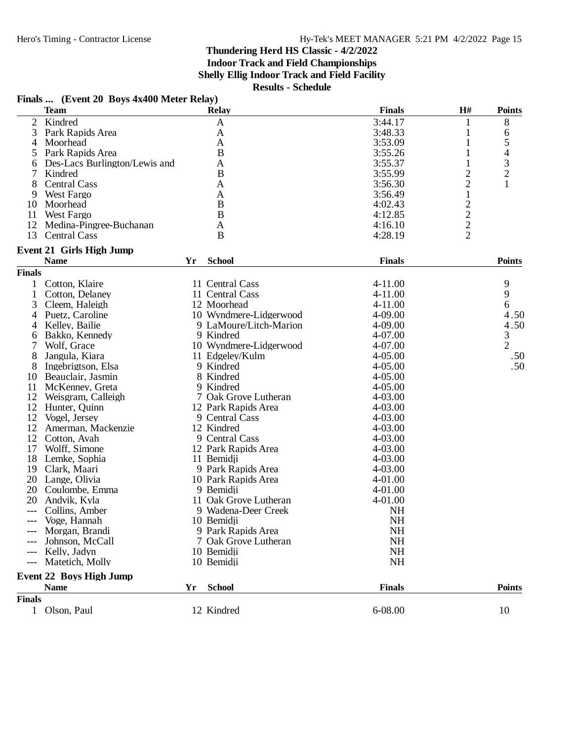## Thundering Herd HS Classic - 4/2/2022

**Indoor Track and Field Championships**

**Shelly Ellig Indoor Track and Field Facility**

**Results - Schedule**

### Finals ... (Event 20 Boys 4x400 Meter Relay)

| | Team | Relay | Finals | H# | Points |
|---|---|---|---|---|---|
| 2 | Kindred | A | 3:44.17 | 1 | 8 |
| 3 | Park Rapids Area | A | 3:48.33 | 1 | 6 |
| 4 | Moorhead | A | 3:53.09 | 1 | 5 |
| 5 | Park Rapids Area | B | 3:55.26 | 1 | 4 |
| 6 | Des-Lacs Burlington/Lewis and | A | 3:55.37 | 1 | 3 |
| 7 | Kindred | B | 3:55.99 | 2 | 2 |
| 8 | Central Cass | A | 3:56.30 | 2 | 1 |
| 9 | West Fargo | A | 3:56.49 | 1 | |
| 10 | Moorhead | B | 4:02.43 | 2 | |
| 11 | West Fargo | B | 4:12.85 | 2 | |
| 12 | Medina-Pingree-Buchanan | A | 4:16.10 | 2 | |
| 13 | Central Cass | B | 4:28.19 | 2 | |

### Event 21 Girls High Jump

**Finals**

| | Name | Yr | School | Finals | Points |
|---|---|---|---|---|---|
| 1 | Cotton, Klaire | 11 | Central Cass | 4-11.00 | 9 |
| 1 | Cotton, Delaney | 11 | Central Cass | 4-11.00 | 9 |
| 3 | Cleem, Haleigh | 12 | Moorhead | 4-11.00 | 6 |
| 4 | Puetz, Caroline | 10 | Wyndmere-Lidgerwood | 4-09.00 | 4.50 |
| 4 | Kelley, Bailie | 9 | LaMoure/Litch-Marion | 4-09.00 | 4.50 |
| 6 | Bakko, Kennedy | 9 | Kindred | 4-07.00 | 3 |
| 7 | Wolf, Grace | 10 | Wyndmere-Lidgerwood | 4-07.00 | 2 |
| 8 | Jangula, Kiara | 11 | Edgeley/Kulm | 4-05.00 | .50 |
| 8 | Ingebrigtson, Elsa | 9 | Kindred | 4-05.00 | .50 |
| 10 | Beauclair, Jasmin | 8 | Kindred | 4-05.00 | |
| 11 | McKenney, Greta | 9 | Kindred | 4-05.00 | |
| 12 | Weisgram, Calleigh | 7 | Oak Grove Lutheran | 4-03.00 | |
| 12 | Hunter, Quinn | 12 | Park Rapids Area | 4-03.00 | |
| 12 | Vogel, Jersey | 9 | Central Cass | 4-03.00 | |
| 12 | Amerman, Mackenzie | 12 | Kindred | 4-03.00 | |
| 12 | Cotton, Avah | 9 | Central Cass | 4-03.00 | |
| 17 | Wolff, Simone | 12 | Park Rapids Area | 4-03.00 | |
| 18 | Lemke, Sophia | 11 | Bemidji | 4-03.00 | |
| 19 | Clark, Maari | 9 | Park Rapids Area | 4-03.00 | |
| 20 | Lange, Olivia | 10 | Park Rapids Area | 4-01.00 | |
| 20 | Coulombe, Emma | 9 | Bemidji | 4-01.00 | |
| 20 | Andvik, Kyla | 11 | Oak Grove Lutheran | 4-01.00 | |
| --- | Collins, Amber | 9 | Wadena-Deer Creek | NH | |
| --- | Voge, Hannah | 10 | Bemidji | NH | |
| --- | Morgan, Brandi | 9 | Park Rapids Area | NH | |
| --- | Johnson, McCall | 7 | Oak Grove Lutheran | NH | |
| --- | Kelly, Jadyn | 10 | Bemidji | NH | |
| --- | Matetich, Molly | 10 | Bemidji | NH | |

### Event 22 Boys High Jump

**Finals**

| | Name | Yr | School | Finals | Points |
|---|---|---|---|---|---|
| 1 | Olson, Paul | 12 | Kindred | 6-08.00 | 10 |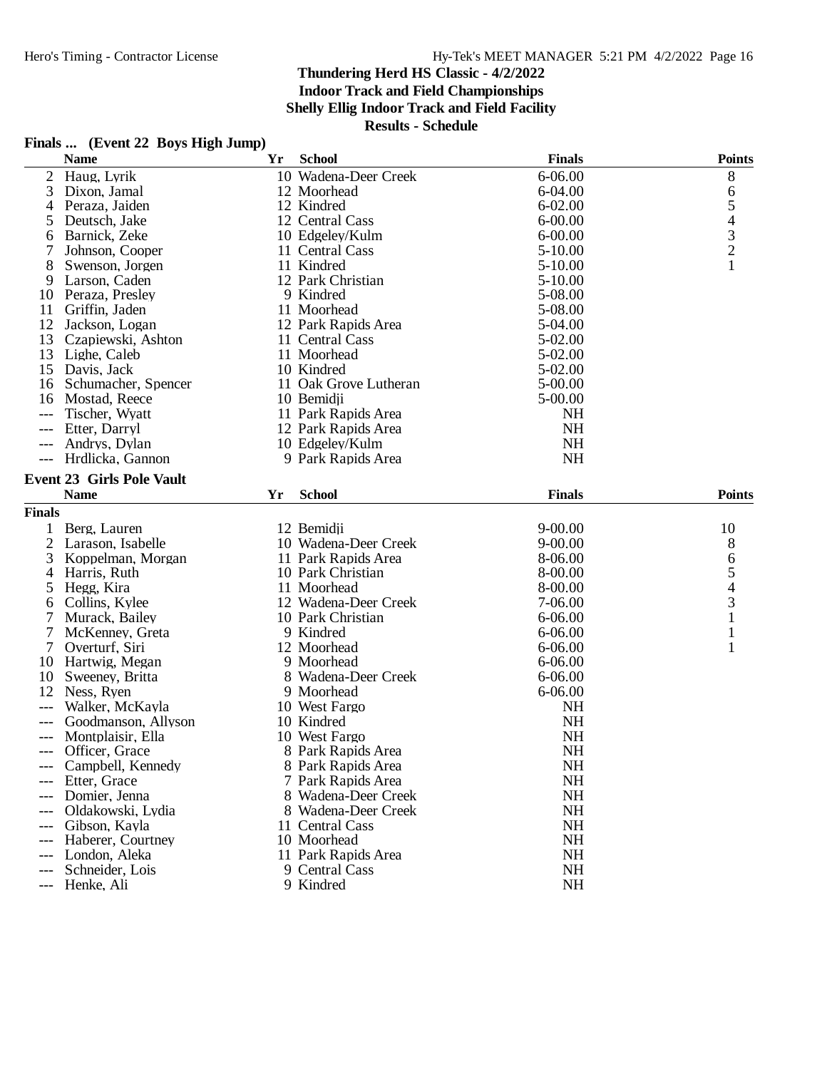# Thundering Herd HS Classic - 4/2/2022

**Indoor Track and Field Championships**

**Shelly Ellig Indoor Track and Field Facility**

**Results - Schedule**

## Finals ... (Event 22 Boys High Jump)

| | Name | Yr | School | Finals | Points |
|---|---|---|---|---|---|
| 2 | Haug, Lyrik | 10 | Wadena-Deer Creek | 6-06.00 | 8 |
| 3 | Dixon, Jamal | 12 | Moorhead | 6-04.00 | 6 |
| 4 | Peraza, Jaiden | 12 | Kindred | 6-02.00 | 5 |
| 5 | Deutsch, Jake | 12 | Central Cass | 6-00.00 | 4 |
| 6 | Barnick, Zeke | 10 | Edgeley/Kulm | 6-00.00 | 3 |
| 7 | Johnson, Cooper | 11 | Central Cass | 5-10.00 | 2 |
| 8 | Swenson, Jorgen | 11 | Kindred | 5-10.00 | 1 |
| 9 | Larson, Caden | 12 | Park Christian | 5-10.00 | |
| 10 | Peraza, Presley | 9 | Kindred | 5-08.00 | |
| 11 | Griffin, Jaden | 11 | Moorhead | 5-08.00 | |
| 12 | Jackson, Logan | 12 | Park Rapids Area | 5-04.00 | |
| 13 | Czapiewski, Ashton | 11 | Central Cass | 5-02.00 | |
| 13 | Lighe, Caleb | 11 | Moorhead | 5-02.00 | |
| 15 | Davis, Jack | 10 | Kindred | 5-02.00 | |
| 16 | Schumacher, Spencer | 11 | Oak Grove Lutheran | 5-00.00 | |
| 16 | Mostad, Reece | 10 | Bemidji | 5-00.00 | |
| --- | Tischer, Wyatt | 11 | Park Rapids Area | NH | |
| --- | Etter, Darryl | 12 | Park Rapids Area | NH | |
| --- | Andrys, Dylan | 10 | Edgeley/Kulm | NH | |
| --- | Hrdlicka, Gannon | 9 | Park Rapids Area | NH | |

## Event 23 Girls Pole Vault

**Finals**

| | Name | Yr | School | Finals | Points |
|---|---|---|---|---|---|
| 1 | Berg, Lauren | 12 | Bemidji | 9-00.00 | 10 |
| 2 | Larason, Isabelle | 10 | Wadena-Deer Creek | 9-00.00 | 8 |
| 3 | Koppelman, Morgan | 11 | Park Rapids Area | 8-06.00 | 6 |
| 4 | Harris, Ruth | 10 | Park Christian | 8-00.00 | 5 |
| 5 | Hegg, Kira | 11 | Moorhead | 8-00.00 | 4 |
| 6 | Collins, Kylee | 12 | Wadena-Deer Creek | 7-06.00 | 3 |
| 7 | Murack, Bailey | 10 | Park Christian | 6-06.00 | 1 |
| 7 | McKenney, Greta | 9 | Kindred | 6-06.00 | 1 |
| 7 | Overturf, Siri | 12 | Moorhead | 6-06.00 | 1 |
| 10 | Hartwig, Megan | 9 | Moorhead | 6-06.00 | |
| 10 | Sweeney, Britta | 8 | Wadena-Deer Creek | 6-06.00 | |
| 12 | Ness, Ryen | 9 | Moorhead | 6-06.00 | |
| --- | Walker, McKayla | 10 | West Fargo | NH | |
| --- | Goodmanson, Allyson | 10 | Kindred | NH | |
| --- | Montplaisir, Ella | 10 | West Fargo | NH | |
| --- | Officer, Grace | 8 | Park Rapids Area | NH | |
| --- | Campbell, Kennedy | 8 | Park Rapids Area | NH | |
| --- | Etter, Grace | 7 | Park Rapids Area | NH | |
| --- | Domier, Jenna | 8 | Wadena-Deer Creek | NH | |
| --- | Oldakowski, Lydia | 8 | Wadena-Deer Creek | NH | |
| --- | Gibson, Kayla | 11 | Central Cass | NH | |
| --- | Haberer, Courtney | 10 | Moorhead | NH | |
| --- | London, Aleka | 11 | Park Rapids Area | NH | |
| --- | Schneider, Lois | 9 | Central Cass | NH | |
| --- | Henke, Ali | 9 | Kindred | NH | |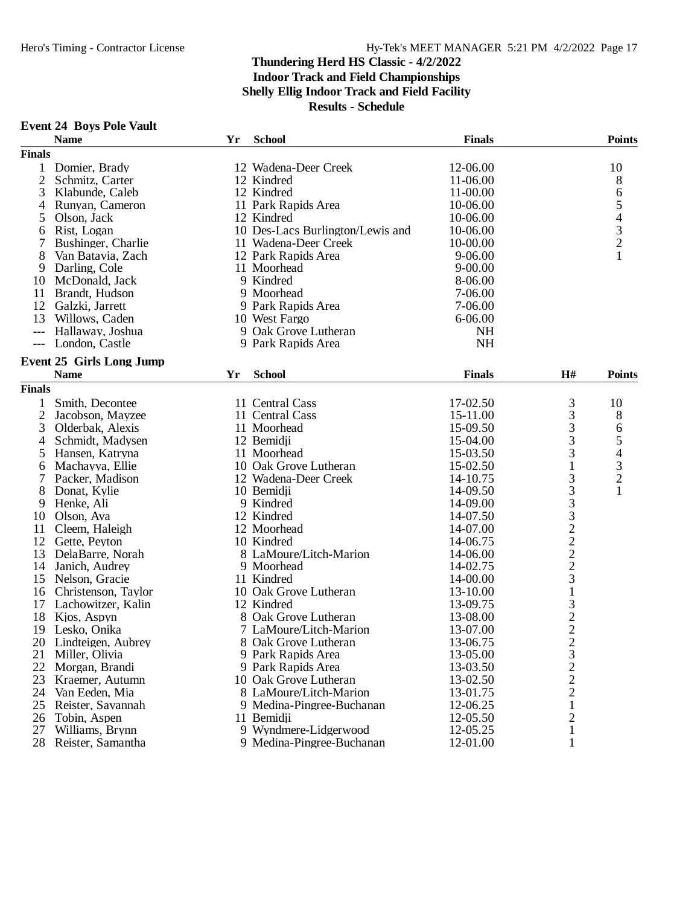Thundering Herd HS Classic - 4/2/2022
Indoor Track and Field Championships
Shelly Ellig Indoor Track and Field Facility
Results - Schedule

### Event 24 Boys Pole Vault

| | Name | Yr | School | Finals | Points |
|---|---|---|---|---|---|
| **Finals** | | | | | |
| 1 | Domier, Brady | 12 | Wadena-Deer Creek | 12-06.00 | 10 |
| 2 | Schmitz, Carter | 12 | Kindred | 11-06.00 | 8 |
| 3 | Klabunde, Caleb | 12 | Kindred | 11-00.00 | 6 |
| 4 | Runyan, Cameron | 11 | Park Rapids Area | 10-06.00 | 5 |
| 5 | Olson, Jack | 12 | Kindred | 10-06.00 | 4 |
| 6 | Rist, Logan | 10 | Des-Lacs Burlington/Lewis and | 10-06.00 | 3 |
| 7 | Bushinger, Charlie | 11 | Wadena-Deer Creek | 10-00.00 | 2 |
| 8 | Van Batavia, Zach | 12 | Park Rapids Area | 9-06.00 | 1 |
| 9 | Darling, Cole | 11 | Moorhead | 9-00.00 | |
| 10 | McDonald, Jack | 9 | Kindred | 8-06.00 | |
| 11 | Brandt, Hudson | 9 | Moorhead | 7-06.00 | |
| 12 | Galzki, Jarrett | 9 | Park Rapids Area | 7-06.00 | |
| 13 | Willows, Caden | 10 | West Fargo | 6-06.00 | |
| --- | Hallaway, Joshua | 9 | Oak Grove Lutheran | NH | |
| --- | London, Castle | 9 | Park Rapids Area | NH | |

### Event 25 Girls Long Jump

| | Name | Yr | School | Finals | H# | Points |
|---|---|---|---|---|---|---|
| **Finals** | | | | | | |
| 1 | Smith, Decontee | 11 | Central Cass | 17-02.50 | 3 | 10 |
| 2 | Jacobson, Mayzee | 11 | Central Cass | 15-11.00 | 3 | 8 |
| 3 | Olderbak, Alexis | 11 | Moorhead | 15-09.50 | 3 | 6 |
| 4 | Schmidt, Madysen | 12 | Bemidji | 15-04.00 | 3 | 5 |
| 5 | Hansen, Katryna | 11 | Moorhead | 15-03.50 | 3 | 4 |
| 6 | Machayya, Ellie | 10 | Oak Grove Lutheran | 15-02.50 | 1 | 3 |
| 7 | Packer, Madison | 12 | Wadena-Deer Creek | 14-10.75 | 3 | 2 |
| 8 | Donat, Kylie | 10 | Bemidji | 14-09.50 | 3 | 1 |
| 9 | Henke, Ali | 9 | Kindred | 14-09.00 | 3 | |
| 10 | Olson, Ava | 12 | Kindred | 14-07.50 | 3 | |
| 11 | Cleem, Haleigh | 12 | Moorhead | 14-07.00 | 2 | |
| 12 | Gette, Peyton | 10 | Kindred | 14-06.75 | 2 | |
| 13 | DelaBarre, Norah | 8 | LaMoure/Litch-Marion | 14-06.00 | 2 | |
| 14 | Janich, Audrey | 9 | Moorhead | 14-02.75 | 2 | |
| 15 | Nelson, Gracie | 11 | Kindred | 14-00.00 | 3 | |
| 16 | Christenson, Taylor | 10 | Oak Grove Lutheran | 13-10.00 | 1 | |
| 17 | Lachowitzer, Kalin | 12 | Kindred | 13-09.75 | 3 | |
| 18 | Kjos, Aspyn | 8 | Oak Grove Lutheran | 13-08.00 | 2 | |
| 19 | Lesko, Onika | 7 | LaMoure/Litch-Marion | 13-07.00 | 2 | |
| 20 | Lindteigen, Aubrey | 8 | Oak Grove Lutheran | 13-06.75 | 2 | |
| 21 | Miller, Olivia | 9 | Park Rapids Area | 13-05.00 | 3 | |
| 22 | Morgan, Brandi | 9 | Park Rapids Area | 13-03.50 | 2 | |
| 23 | Kraemer, Autumn | 10 | Oak Grove Lutheran | 13-02.50 | 2 | |
| 24 | Van Eeden, Mia | 8 | LaMoure/Litch-Marion | 13-01.75 | 2 | |
| 25 | Reister, Savannah | 9 | Medina-Pingree-Buchanan | 12-06.25 | 1 | |
| 26 | Tobin, Aspen | 11 | Bemidji | 12-05.50 | 2 | |
| 27 | Williams, Brynn | 9 | Wyndmere-Lidgerwood | 12-05.25 | 1 | |
| 28 | Reister, Samantha | 9 | Medina-Pingree-Buchanan | 12-01.00 | 1 | |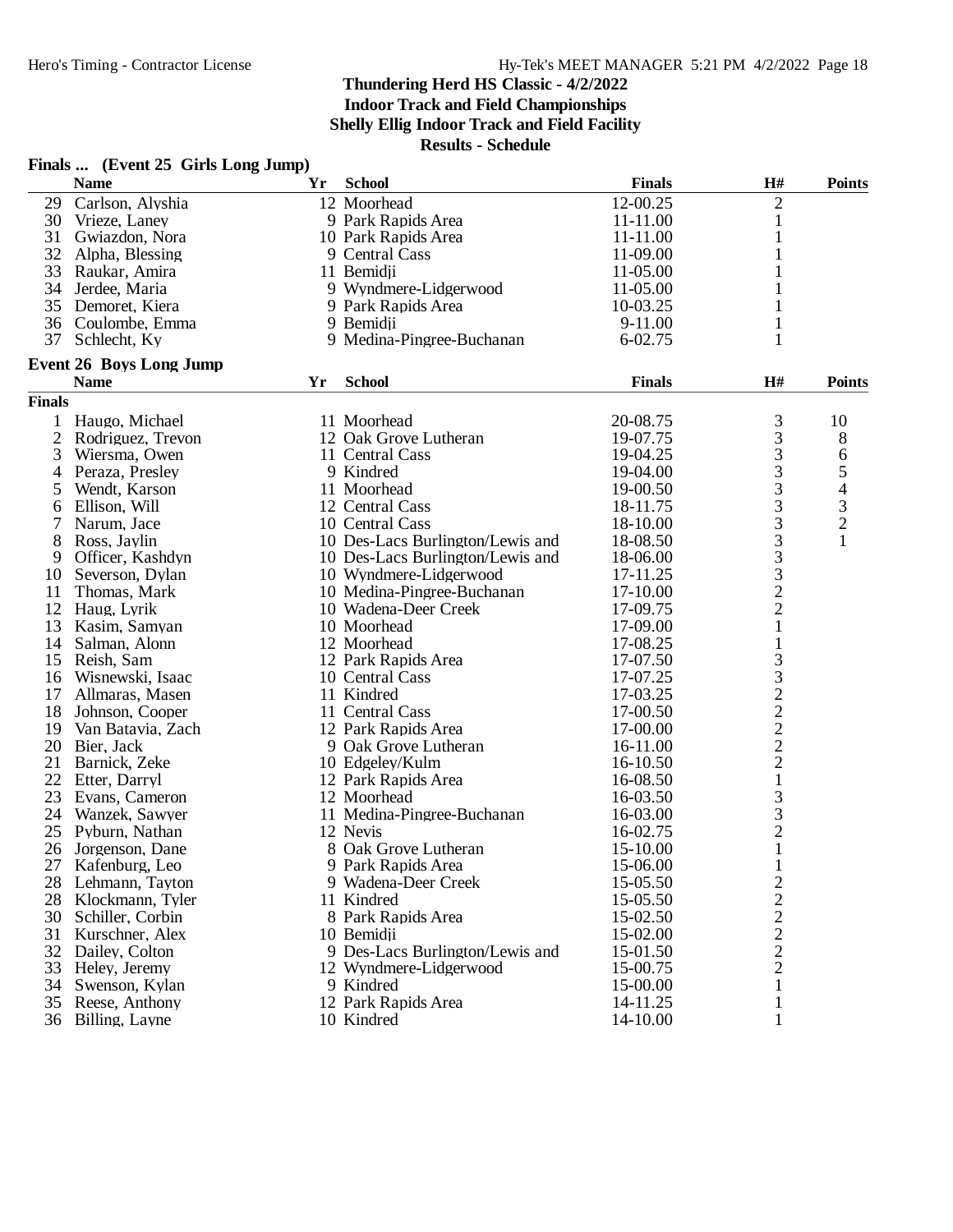# Thundering Herd HS Classic - 4/2/2022

## Indoor Track and Field Championships

### Shelly Ellig Indoor Track and Field Facility

### Results - Schedule

**Finals ... (Event 25 Girls Long Jump)**

| | Name | Yr | School | Finals | H# | Points |
|---|---|---|---|---|---|---|
| 29 | Carlson, Alyshia | 12 | Moorhead | 12-00.25 | 2 | |
| 30 | Vrieze, Laney | 9 | Park Rapids Area | 11-11.00 | 1 | |
| 31 | Gwiazdon, Nora | 10 | Park Rapids Area | 11-11.00 | 1 | |
| 32 | Alpha, Blessing | 9 | Central Cass | 11-09.00 | 1 | |
| 33 | Raukar, Amira | 11 | Bemidji | 11-05.00 | 1 | |
| 34 | Jerdee, Maria | 9 | Wyndmere-Lidgerwood | 11-05.00 | 1 | |
| 35 | Demoret, Kiera | 9 | Park Rapids Area | 10-03.25 | 1 | |
| 36 | Coulombe, Emma | 9 | Bemidji | 9-11.00 | 1 | |
| 37 | Schlecht, Ky | 9 | Medina-Pingree-Buchanan | 6-02.75 | 1 | |

**Event 26 Boys Long Jump**

| | Name | Yr | School | Finals | H# | Points |
|---|---|---|---|---|---|---|
| **Finals** | | | | | | |
| 1 | Haugo, Michael | 11 | Moorhead | 20-08.75 | 3 | 10 |
| 2 | Rodriguez, Trevon | 12 | Oak Grove Lutheran | 19-07.75 | 3 | 8 |
| 3 | Wiersma, Owen | 11 | Central Cass | 19-04.25 | 3 | 6 |
| 4 | Peraza, Presley | 9 | Kindred | 19-04.00 | 3 | 5 |
| 5 | Wendt, Karson | 11 | Moorhead | 19-00.50 | 3 | 4 |
| 6 | Ellison, Will | 12 | Central Cass | 18-11.75 | 3 | 3 |
| 7 | Narum, Jace | 10 | Central Cass | 18-10.00 | 3 | 2 |
| 8 | Ross, Jaylin | 10 | Des-Lacs Burlington/Lewis and | 18-08.50 | 3 | 1 |
| 9 | Officer, Kashdyn | 10 | Des-Lacs Burlington/Lewis and | 18-06.00 | 3 | |
| 10 | Severson, Dylan | 10 | Wyndmere-Lidgerwood | 17-11.25 | 3 | |
| 11 | Thomas, Mark | 10 | Medina-Pingree-Buchanan | 17-10.00 | 2 | |
| 12 | Haug, Lyrik | 10 | Wadena-Deer Creek | 17-09.75 | 2 | |
| 13 | Kasim, Samyan | 10 | Moorhead | 17-09.00 | 1 | |
| 14 | Salman, Alonn | 12 | Moorhead | 17-08.25 | 1 | |
| 15 | Reish, Sam | 12 | Park Rapids Area | 17-07.50 | 3 | |
| 16 | Wisnewski, Isaac | 10 | Central Cass | 17-07.25 | 3 | |
| 17 | Allmaras, Masen | 11 | Kindred | 17-03.25 | 2 | |
| 18 | Johnson, Cooper | 11 | Central Cass | 17-00.50 | 2 | |
| 19 | Van Batavia, Zach | 12 | Park Rapids Area | 17-00.00 | 2 | |
| 20 | Bier, Jack | 9 | Oak Grove Lutheran | 16-11.00 | 2 | |
| 21 | Barnick, Zeke | 10 | Edgeley/Kulm | 16-10.50 | 2 | |
| 22 | Etter, Darryl | 12 | Park Rapids Area | 16-08.50 | 1 | |
| 23 | Evans, Cameron | 12 | Moorhead | 16-03.50 | 3 | |
| 24 | Wanzek, Sawyer | 11 | Medina-Pingree-Buchanan | 16-03.00 | 3 | |
| 25 | Pyburn, Nathan | 12 | Nevis | 16-02.75 | 2 | |
| 26 | Jorgenson, Dane | 8 | Oak Grove Lutheran | 15-10.00 | 1 | |
| 27 | Kafenburg, Leo | 9 | Park Rapids Area | 15-06.00 | 1 | |
| 28 | Lehmann, Tayton | 9 | Wadena-Deer Creek | 15-05.50 | 2 | |
| 28 | Klockmann, Tyler | 11 | Kindred | 15-05.50 | 2 | |
| 30 | Schiller, Corbin | 8 | Park Rapids Area | 15-02.50 | 2 | |
| 31 | Kurschner, Alex | 10 | Bemidji | 15-02.00 | 2 | |
| 32 | Dailey, Colton | 9 | Des-Lacs Burlington/Lewis and | 15-01.50 | 2 | |
| 33 | Heley, Jeremy | 12 | Wyndmere-Lidgerwood | 15-00.75 | 2 | |
| 34 | Swenson, Kylan | 9 | Kindred | 15-00.00 | 1 | |
| 35 | Reese, Anthony | 12 | Park Rapids Area | 14-11.25 | 1 | |
| 36 | Billing, Layne | 10 | Kindred | 14-10.00 | 1 | |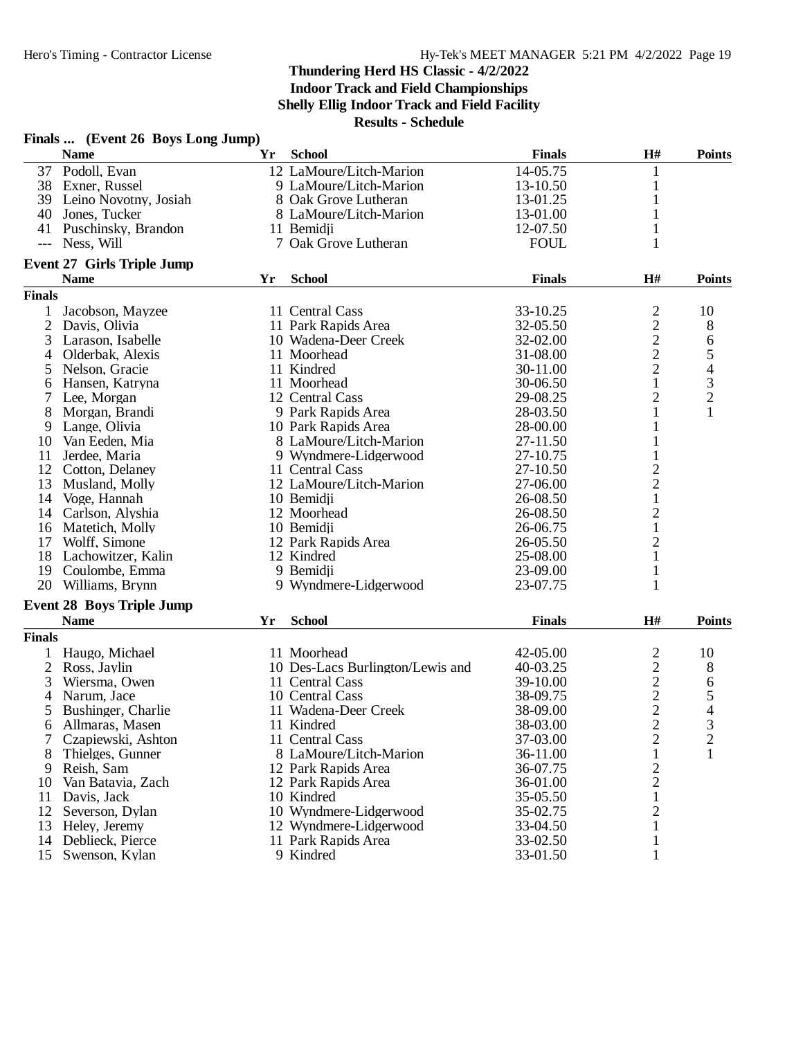## Thundering Herd HS Classic - 4/2/2022
### Indoor Track and Field Championships
### Shelly Ellig Indoor Track and Field Facility
### Results - Schedule

**Finals ... (Event 26 Boys Long Jump)**

| | Name | Yr | School | Finals | H# | Points |
|---|---|---|---|---|---|---|
| 37 | Podoll, Evan | 12 | LaMoure/Litch-Marion | 14-05.75 | 1 | |
| 38 | Exner, Russel | 9 | LaMoure/Litch-Marion | 13-10.50 | 1 | |
| 39 | Leino Novotny, Josiah | 8 | Oak Grove Lutheran | 13-01.25 | 1 | |
| 40 | Jones, Tucker | 8 | LaMoure/Litch-Marion | 13-01.00 | 1 | |
| 41 | Puschinsky, Brandon | 11 | Bemidji | 12-07.50 | 1 | |
| --- | Ness, Will | 7 | Oak Grove Lutheran | FOUL | 1 | |

**Event 27 Girls Triple Jump**

| | Name | Yr | School | Finals | H# | Points |
|---|---|---|---|---|---|---|
| **Finals** | | | | | | |
| 1 | Jacobson, Mayzee | 11 | Central Cass | 33-10.25 | 2 | 10 |
| 2 | Davis, Olivia | 11 | Park Rapids Area | 32-05.50 | 2 | 8 |
| 3 | Larason, Isabelle | 10 | Wadena-Deer Creek | 32-02.00 | 2 | 6 |
| 4 | Olderbak, Alexis | 11 | Moorhead | 31-08.00 | 2 | 5 |
| 5 | Nelson, Gracie | 11 | Kindred | 30-11.00 | 2 | 4 |
| 6 | Hansen, Katryna | 11 | Moorhead | 30-06.50 | 1 | 3 |
| 7 | Lee, Morgan | 12 | Central Cass | 29-08.25 | 2 | 2 |
| 8 | Morgan, Brandi | 9 | Park Rapids Area | 28-03.50 | 1 | 1 |
| 9 | Lange, Olivia | 10 | Park Rapids Area | 28-00.00 | 1 | |
| 10 | Van Eeden, Mia | 8 | LaMoure/Litch-Marion | 27-11.50 | 1 | |
| 11 | Jerdee, Maria | 9 | Wyndmere-Lidgerwood | 27-10.75 | 1 | |
| 12 | Cotton, Delaney | 11 | Central Cass | 27-10.50 | 2 | |
| 13 | Musland, Molly | 12 | LaMoure/Litch-Marion | 27-06.00 | 2 | |
| 14 | Voge, Hannah | 10 | Bemidji | 26-08.50 | 1 | |
| 14 | Carlson, Alyshia | 12 | Moorhead | 26-08.50 | 2 | |
| 16 | Matetich, Molly | 10 | Bemidji | 26-06.75 | 1 | |
| 17 | Wolff, Simone | 12 | Park Rapids Area | 26-05.50 | 2 | |
| 18 | Lachowitzer, Kalin | 12 | Kindred | 25-08.00 | 1 | |
| 19 | Coulombe, Emma | 9 | Bemidji | 23-09.00 | 1 | |
| 20 | Williams, Brynn | 9 | Wyndmere-Lidgerwood | 23-07.75 | 1 | |

**Event 28 Boys Triple Jump**

| | Name | Yr | School | Finals | H# | Points |
|---|---|---|---|---|---|---|
| **Finals** | | | | | | |
| 1 | Haugo, Michael | 11 | Moorhead | 42-05.00 | 2 | 10 |
| 2 | Ross, Jaylin | 10 | Des-Lacs Burlington/Lewis and | 40-03.25 | 2 | 8 |
| 3 | Wiersma, Owen | 11 | Central Cass | 39-10.00 | 2 | 6 |
| 4 | Narum, Jace | 10 | Central Cass | 38-09.75 | 2 | 5 |
| 5 | Bushinger, Charlie | 11 | Wadena-Deer Creek | 38-09.00 | 2 | 4 |
| 6 | Allmaras, Masen | 11 | Kindred | 38-03.00 | 2 | 3 |
| 7 | Czapiewski, Ashton | 11 | Central Cass | 37-03.00 | 2 | 2 |
| 8 | Thielges, Gunner | 8 | LaMoure/Litch-Marion | 36-11.00 | 1 | 1 |
| 9 | Reish, Sam | 12 | Park Rapids Area | 36-07.75 | 2 | |
| 10 | Van Batavia, Zach | 12 | Park Rapids Area | 36-01.00 | 2 | |
| 11 | Davis, Jack | 10 | Kindred | 35-05.50 | 1 | |
| 12 | Severson, Dylan | 10 | Wyndmere-Lidgerwood | 35-02.75 | 2 | |
| 13 | Heley, Jeremy | 12 | Wyndmere-Lidgerwood | 33-04.50 | 1 | |
| 14 | Deblieck, Pierce | 11 | Park Rapids Area | 33-02.50 | 1 | |
| 15 | Swenson, Kylan | 9 | Kindred | 33-01.50 | 1 | |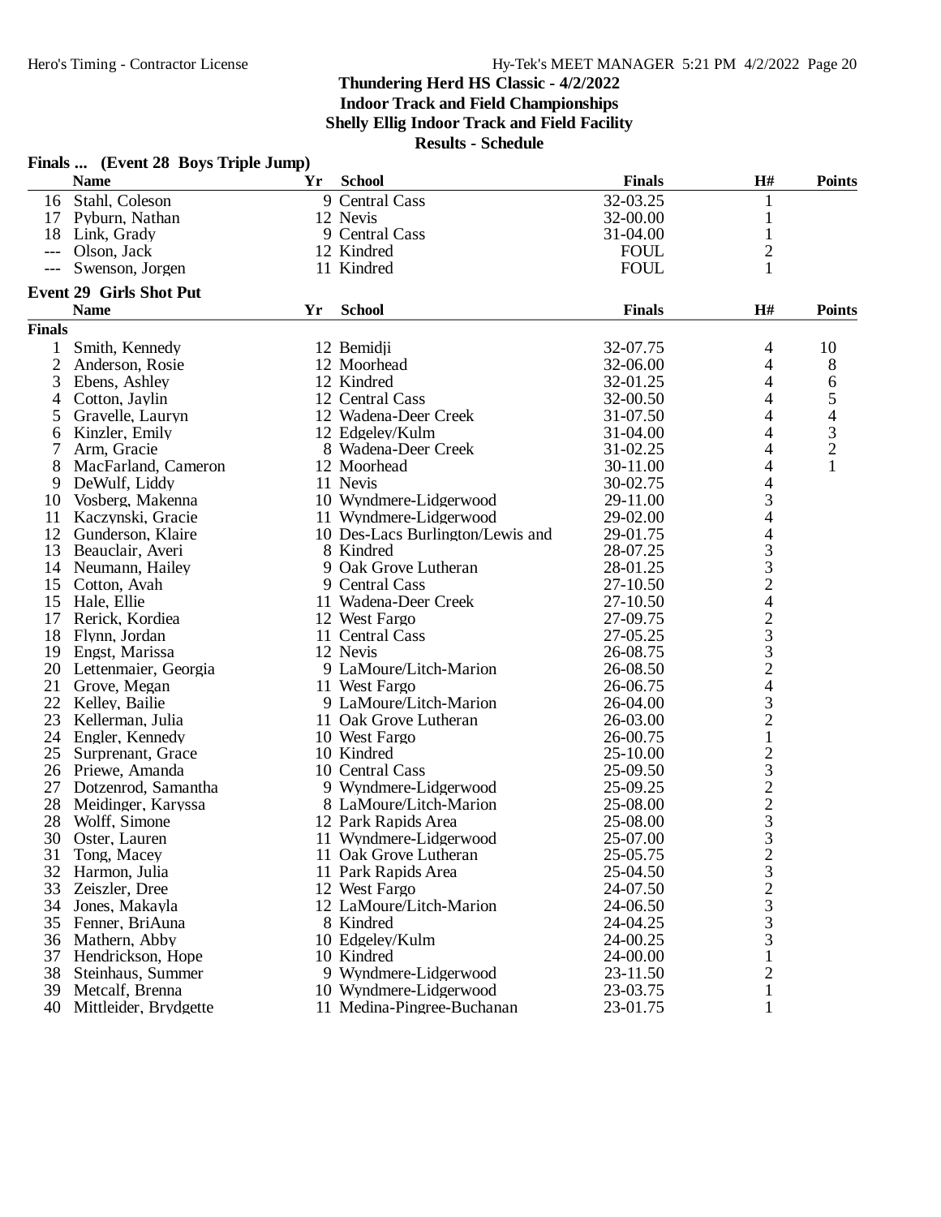Thundering Herd HS Classic - 4/2/2022
Indoor Track and Field Championships
Shelly Ellig Indoor Track and Field Facility
Results - Schedule

**Finals ... (Event 28 Boys Triple Jump)**

| | Name | Yr | School | Finals | H# | Points |
|---|---|---|---|---|---|---|
| 16 | Stahl, Coleson | 9 | Central Cass | 32-03.25 | 1 | |
| 17 | Pyburn, Nathan | 12 | Nevis | 32-00.00 | 1 | |
| 18 | Link, Grady | 9 | Central Cass | 31-04.00 | 1 | |
| --- | Olson, Jack | 12 | Kindred | FOUL | 2 | |
| --- | Swenson, Jorgen | 11 | Kindred | FOUL | 1 | |

**Event 29 Girls Shot Put**

| | Name | Yr | School | Finals | H# | Points |
|---|---|---|---|---|---|---|
| **Finals** | | | | | | |
| 1 | Smith, Kennedy | 12 | Bemidji | 32-07.75 | 4 | 10 |
| 2 | Anderson, Rosie | 12 | Moorhead | 32-06.00 | 4 | 8 |
| 3 | Ebens, Ashley | 12 | Kindred | 32-01.25 | 4 | 6 |
| 4 | Cotton, Jaylin | 12 | Central Cass | 32-00.50 | 4 | 5 |
| 5 | Gravelle, Lauryn | 12 | Wadena-Deer Creek | 31-07.50 | 4 | 4 |
| 6 | Kinzler, Emily | 12 | Edgeley/Kulm | 31-04.00 | 4 | 3 |
| 7 | Arm, Gracie | 8 | Wadena-Deer Creek | 31-02.25 | 4 | 2 |
| 8 | MacFarland, Cameron | 12 | Moorhead | 30-11.00 | 4 | 1 |
| 9 | DeWulf, Liddy | 11 | Nevis | 30-02.75 | 4 | |
| 10 | Vosberg, Makenna | 10 | Wyndmere-Lidgerwood | 29-11.00 | 3 | |
| 11 | Kaczynski, Gracie | 11 | Wyndmere-Lidgerwood | 29-02.00 | 4 | |
| 12 | Gunderson, Klaire | 10 | Des-Lacs Burlington/Lewis and | 29-01.75 | 4 | |
| 13 | Beauclair, Averi | 8 | Kindred | 28-07.25 | 3 | |
| 14 | Neumann, Hailey | 9 | Oak Grove Lutheran | 28-01.25 | 3 | |
| 15 | Cotton, Avah | 9 | Central Cass | 27-10.50 | 2 | |
| 15 | Hale, Ellie | 11 | Wadena-Deer Creek | 27-10.50 | 4 | |
| 17 | Rerick, Kordiea | 12 | West Fargo | 27-09.75 | 2 | |
| 18 | Flynn, Jordan | 11 | Central Cass | 27-05.25 | 3 | |
| 19 | Engst, Marissa | 12 | Nevis | 26-08.75 | 3 | |
| 20 | Lettenmaier, Georgia | 9 | LaMoure/Litch-Marion | 26-08.50 | 2 | |
| 21 | Grove, Megan | 11 | West Fargo | 26-06.75 | 4 | |
| 22 | Kelley, Bailie | 9 | LaMoure/Litch-Marion | 26-04.00 | 3 | |
| 23 | Kellerman, Julia | 11 | Oak Grove Lutheran | 26-03.00 | 2 | |
| 24 | Engler, Kennedy | 10 | West Fargo | 26-00.75 | 1 | |
| 25 | Surprenant, Grace | 10 | Kindred | 25-10.00 | 2 | |
| 26 | Priewe, Amanda | 10 | Central Cass | 25-09.50 | 3 | |
| 27 | Dotzenrod, Samantha | 9 | Wyndmere-Lidgerwood | 25-09.25 | 2 | |
| 28 | Meidinger, Karyssa | 8 | LaMoure/Litch-Marion | 25-08.00 | 2 | |
| 28 | Wolff, Simone | 12 | Park Rapids Area | 25-08.00 | 3 | |
| 30 | Oster, Lauren | 11 | Wyndmere-Lidgerwood | 25-07.00 | 3 | |
| 31 | Tong, Macey | 11 | Oak Grove Lutheran | 25-05.75 | 2 | |
| 32 | Harmon, Julia | 11 | Park Rapids Area | 25-04.50 | 3 | |
| 33 | Zeiszler, Dree | 12 | West Fargo | 24-07.50 | 2 | |
| 34 | Jones, Makayla | 12 | LaMoure/Litch-Marion | 24-06.50 | 3 | |
| 35 | Fenner, BriAuna | 8 | Kindred | 24-04.25 | 3 | |
| 36 | Mathern, Abby | 10 | Edgeley/Kulm | 24-00.25 | 3 | |
| 37 | Hendrickson, Hope | 10 | Kindred | 24-00.00 | 1 | |
| 38 | Steinhaus, Summer | 9 | Wyndmere-Lidgerwood | 23-11.50 | 2 | |
| 39 | Metcalf, Brenna | 10 | Wyndmere-Lidgerwood | 23-03.75 | 1 | |
| 40 | Mittleider, Brydgette | 11 | Medina-Pingree-Buchanan | 23-01.75 | 1 | |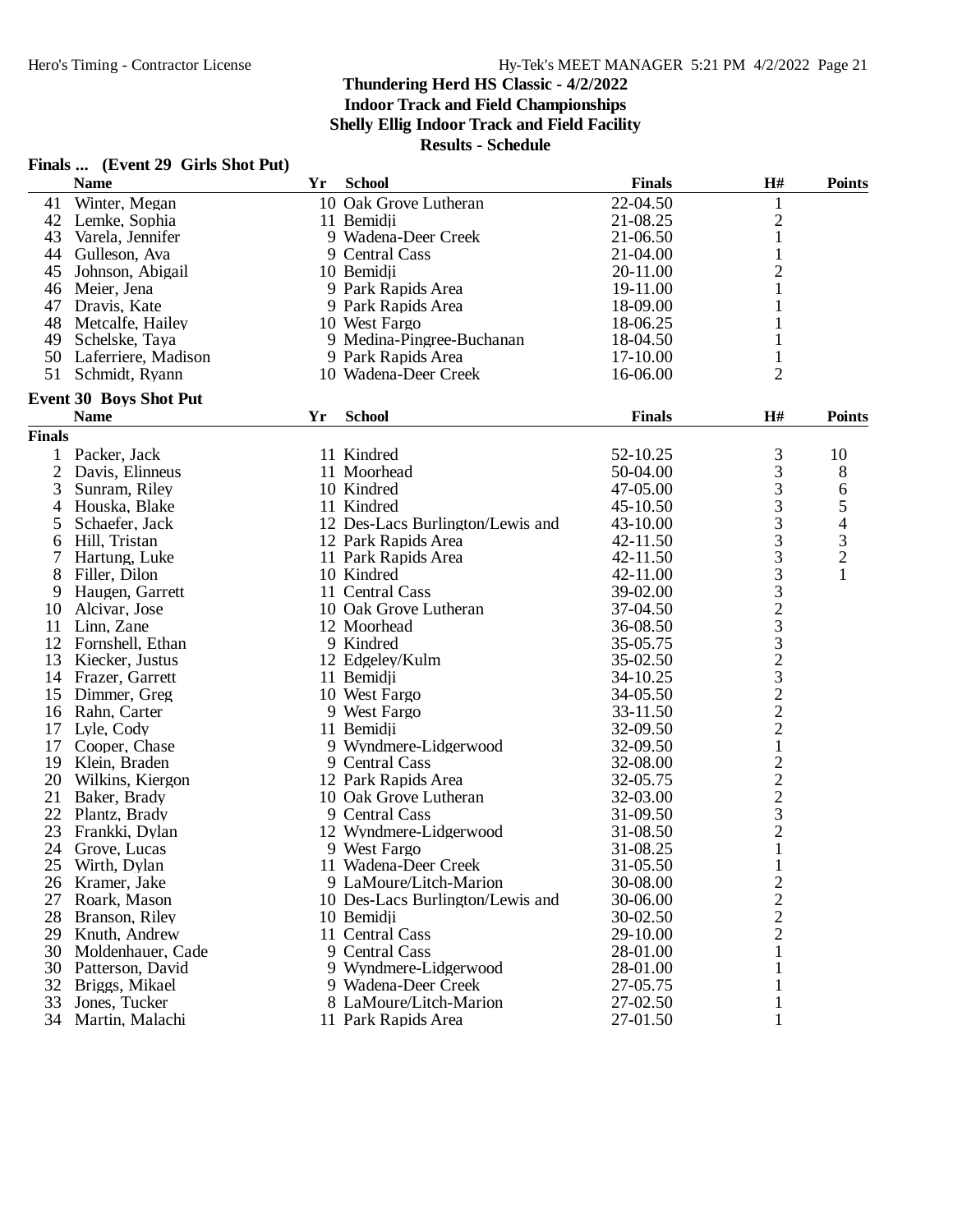# Thundering Herd HS Classic - 4/2/2022

**Indoor Track and Field Championships**

**Shelly Ellig Indoor Track and Field Facility**

**Results - Schedule**

## Finals ... (Event 29 Girls Shot Put)

| | Name | Yr | School | Finals | H# | Points |
|---|---|---|---|---|---|---|
| 41 | Winter, Megan | 10 | Oak Grove Lutheran | 22-04.50 | 1 | |
| 42 | Lemke, Sophia | 11 | Bemidji | 21-08.25 | 2 | |
| 43 | Varela, Jennifer | 9 | Wadena-Deer Creek | 21-06.50 | 1 | |
| 44 | Gulleson, Ava | 9 | Central Cass | 21-04.00 | 1 | |
| 45 | Johnson, Abigail | 10 | Bemidji | 20-11.00 | 2 | |
| 46 | Meier, Jena | 9 | Park Rapids Area | 19-11.00 | 1 | |
| 47 | Dravis, Kate | 9 | Park Rapids Area | 18-09.00 | 1 | |
| 48 | Metcalfe, Hailey | 10 | West Fargo | 18-06.25 | 1 | |
| 49 | Schelske, Taya | 9 | Medina-Pingree-Buchanan | 18-04.50 | 1 | |
| 50 | Laferriere, Madison | 9 | Park Rapids Area | 17-10.00 | 1 | |
| 51 | Schmidt, Ryann | 10 | Wadena-Deer Creek | 16-06.00 | 2 | |

## Event 30 Boys Shot Put

**Finals**

| | Name | Yr | School | Finals | H# | Points |
|---|---|---|---|---|---|---|
| 1 | Packer, Jack | 11 | Kindred | 52-10.25 | 3 | 10 |
| 2 | Davis, Elinneus | 11 | Moorhead | 50-04.00 | 3 | 8 |
| 3 | Sunram, Riley | 10 | Kindred | 47-05.00 | 3 | 6 |
| 4 | Houska, Blake | 11 | Kindred | 45-10.50 | 3 | 5 |
| 5 | Schaefer, Jack | 12 | Des-Lacs Burlington/Lewis and | 43-10.00 | 3 | 4 |
| 6 | Hill, Tristan | 12 | Park Rapids Area | 42-11.50 | 3 | 3 |
| 7 | Hartung, Luke | 11 | Park Rapids Area | 42-11.50 | 3 | 2 |
| 8 | Filler, Dilon | 10 | Kindred | 42-11.00 | 3 | 1 |
| 9 | Haugen, Garrett | 11 | Central Cass | 39-02.00 | 3 | |
| 10 | Alcivar, Jose | 10 | Oak Grove Lutheran | 37-04.50 | 2 | |
| 11 | Linn, Zane | 12 | Moorhead | 36-08.50 | 3 | |
| 12 | Fornshell, Ethan | 9 | Kindred | 35-05.75 | 3 | |
| 13 | Kiecker, Justus | 12 | Edgeley/Kulm | 35-02.50 | 2 | |
| 14 | Frazer, Garrett | 11 | Bemidji | 34-10.25 | 3 | |
| 15 | Dimmer, Greg | 10 | West Fargo | 34-05.50 | 2 | |
| 16 | Rahn, Carter | 9 | West Fargo | 33-11.50 | 2 | |
| 17 | Lyle, Cody | 11 | Bemidji | 32-09.50 | 2 | |
| 17 | Cooper, Chase | 9 | Wyndmere-Lidgerwood | 32-09.50 | 1 | |
| 19 | Klein, Braden | 9 | Central Cass | 32-08.00 | 2 | |
| 20 | Wilkins, Kiergon | 12 | Park Rapids Area | 32-05.75 | 2 | |
| 21 | Baker, Brady | 10 | Oak Grove Lutheran | 32-03.00 | 2 | |
| 22 | Plantz, Brady | 9 | Central Cass | 31-09.50 | 3 | |
| 23 | Frankki, Dylan | 12 | Wyndmere-Lidgerwood | 31-08.50 | 2 | |
| 24 | Grove, Lucas | 9 | West Fargo | 31-08.25 | 1 | |
| 25 | Wirth, Dylan | 11 | Wadena-Deer Creek | 31-05.50 | 1 | |
| 26 | Kramer, Jake | 9 | LaMoure/Litch-Marion | 30-08.00 | 2 | |
| 27 | Roark, Mason | 10 | Des-Lacs Burlington/Lewis and | 30-06.00 | 2 | |
| 28 | Branson, Riley | 10 | Bemidji | 30-02.50 | 2 | |
| 29 | Knuth, Andrew | 11 | Central Cass | 29-10.00 | 2 | |
| 30 | Moldenhauer, Cade | 9 | Central Cass | 28-01.00 | 1 | |
| 30 | Patterson, David | 9 | Wyndmere-Lidgerwood | 28-01.00 | 1 | |
| 32 | Briggs, Mikael | 9 | Wadena-Deer Creek | 27-05.75 | 1 | |
| 33 | Jones, Tucker | 8 | LaMoure/Litch-Marion | 27-02.50 | 1 | |
| 34 | Martin, Malachi | 11 | Park Rapids Area | 27-01.50 | 1 | |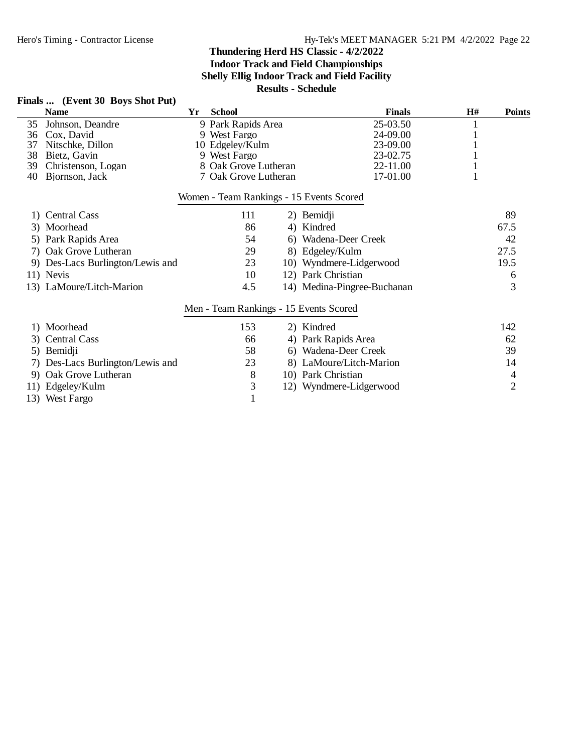# Thundering Herd HS Classic - 4/2/2022
## Indoor Track and Field Championships
## Shelly Ellig Indoor Track and Field Facility
## Results - Schedule

**Finals ... (Event 30 Boys Shot Put)**

| | Name | Yr | School | Finals | H# | Points |
|---|---|---|---|---|---|---|
| 35 | Johnson, Deandre | 9 | Park Rapids Area | 25-03.50 | 1 | |
| 36 | Cox, David | 9 | West Fargo | 24-09.00 | 1 | |
| 37 | Nitschke, Dillon | 10 | Edgeley/Kulm | 23-09.00 | 1 | |
| 38 | Bietz, Gavin | 9 | West Fargo | 23-02.75 | 1 | |
| 39 | Christenson, Logan | 8 | Oak Grove Lutheran | 22-11.00 | 1 | |
| 40 | Bjornson, Jack | 7 | Oak Grove Lutheran | 17-01.00 | 1 | |

### Women - Team Rankings - 15 Events Scored

| | | | | | |
|---|---|---|---|---|---|
| 1) | Central Cass | 111 | 2) | Bemidji | 89 |
| 3) | Moorhead | 86 | 4) | Kindred | 67.5 |
| 5) | Park Rapids Area | 54 | 6) | Wadena-Deer Creek | 42 |
| 7) | Oak Grove Lutheran | 29 | 8) | Edgeley/Kulm | 27.5 |
| 9) | Des-Lacs Burlington/Lewis and | 23 | 10) | Wyndmere-Lidgerwood | 19.5 |
| 11) | Nevis | 10 | 12) | Park Christian | 6 |
| 13) | LaMoure/Litch-Marion | 4.5 | 14) | Medina-Pingree-Buchanan | 3 |

### Men - Team Rankings - 15 Events Scored

| | | | | | |
|---|---|---|---|---|---|
| 1) | Moorhead | 153 | 2) | Kindred | 142 |
| 3) | Central Cass | 66 | 4) | Park Rapids Area | 62 |
| 5) | Bemidji | 58 | 6) | Wadena-Deer Creek | 39 |
| 7) | Des-Lacs Burlington/Lewis and | 23 | 8) | LaMoure/Litch-Marion | 14 |
| 9) | Oak Grove Lutheran | 8 | 10) | Park Christian | 4 |
| 11) | Edgeley/Kulm | 3 | 12) | Wyndmere-Lidgerwood | 2 |
| 13) | West Fargo | 1 | | | |